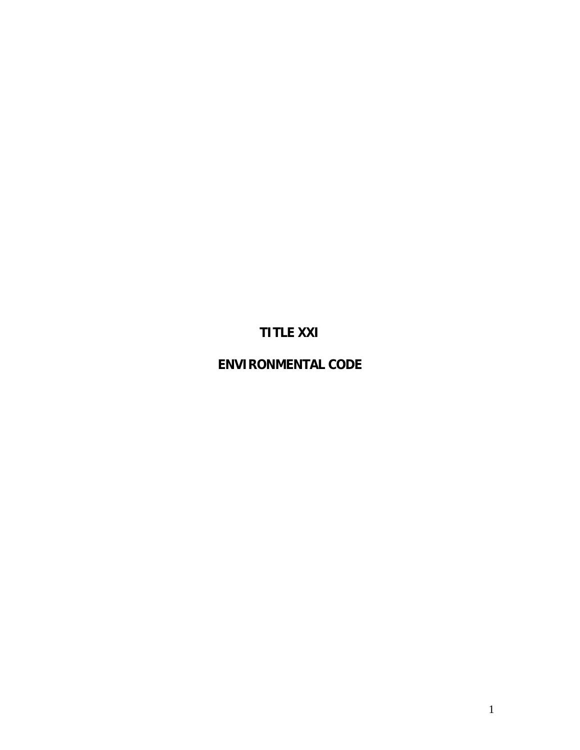# TITLE XXI

# ENVIRONMENTAL CODE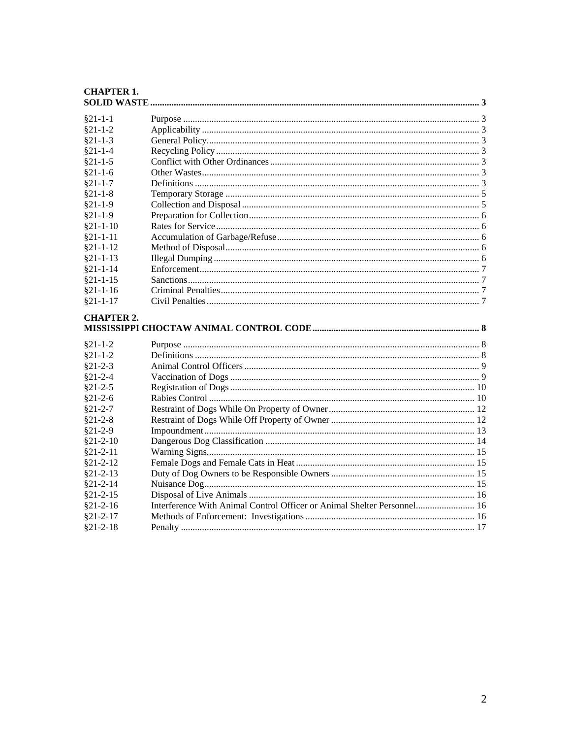**CHAPTER 1.**
**SOLID WASTE ......................................................................................................................................... 3**

| | | |
|---|---|---|
| §21-1-1 | Purpose | 3 |
| §21-1-2 | Applicability | 3 |
| §21-1-3 | General Policy | 3 |
| §21-1-4 | Recycling Policy | 3 |
| §21-1-5 | Conflict with Other Ordinances | 3 |
| §21-1-6 | Other Wastes | 3 |
| §21-1-7 | Definitions | 3 |
| §21-1-8 | Temporary Storage | 5 |
| §21-1-9 | Collection and Disposal | 5 |
| §21-1-9 | Preparation for Collection | 6 |
| §21-1-10 | Rates for Service | 6 |
| §21-1-11 | Accumulation of Garbage/Refuse | 6 |
| §21-1-12 | Method of Disposal | 6 |
| §21-1-13 | Illegal Dumping | 6 |
| §21-1-14 | Enforcement | 7 |
| §21-1-15 | Sanctions | 7 |
| §21-1-16 | Criminal Penalties | 7 |
| §21-1-17 | Civil Penalties | 7 |

**CHAPTER 2.**
**MISSISSIPPI CHOCTAW ANIMAL CONTROL CODE ...................................................................... 8**

| | | |
|---|---|---|
| §21-1-2 | Purpose | 8 |
| §21-1-2 | Definitions | 8 |
| §21-2-3 | Animal Control Officers | 9 |
| §21-2-4 | Vaccination of Dogs | 9 |
| §21-2-5 | Registration of Dogs | 10 |
| §21-2-6 | Rabies Control | 10 |
| §21-2-7 | Restraint of Dogs While On Property of Owner | 12 |
| §21-2-8 | Restraint of Dogs While Off Property of Owner | 12 |
| §21-2-9 | Impoundment | 13 |
| §21-2-10 | Dangerous Dog Classification | 14 |
| §21-2-11 | Warning Signs | 15 |
| §21-2-12 | Female Dogs and Female Cats in Heat | 15 |
| §21-2-13 | Duty of Dog Owners to be Responsible Owners | 15 |
| §21-2-14 | Nuisance Dog | 15 |
| §21-2-15 | Disposal of Live Animals | 16 |
| §21-2-16 | Interference With Animal Control Officer or Animal Shelter Personnel | 16 |
| §21-2-17 | Methods of Enforcement: Investigations | 16 |
| §21-2-18 | Penalty | 17 |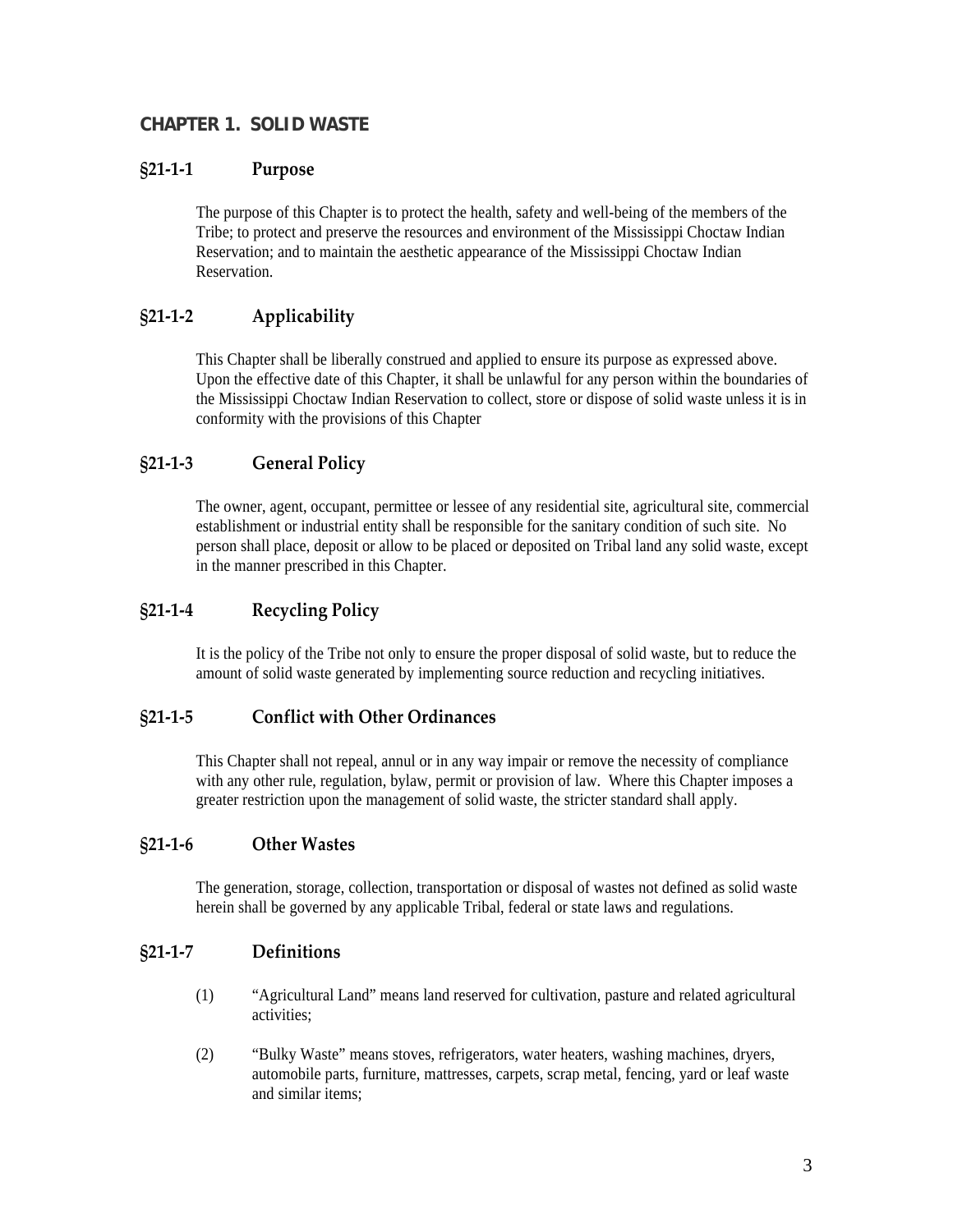# CHAPTER 1. SOLID WASTE

## §21-1-1 Purpose

The purpose of this Chapter is to protect the health, safety and well-being of the members of the Tribe; to protect and preserve the resources and environment of the Mississippi Choctaw Indian Reservation; and to maintain the aesthetic appearance of the Mississippi Choctaw Indian Reservation.

## §21-1-2 Applicability

This Chapter shall be liberally construed and applied to ensure its purpose as expressed above. Upon the effective date of this Chapter, it shall be unlawful for any person within the boundaries of the Mississippi Choctaw Indian Reservation to collect, store or dispose of solid waste unless it is in conformity with the provisions of this Chapter

## §21-1-3 General Policy

The owner, agent, occupant, permittee or lessee of any residential site, agricultural site, commercial establishment or industrial entity shall be responsible for the sanitary condition of such site. No person shall place, deposit or allow to be placed or deposited on Tribal land any solid waste, except in the manner prescribed in this Chapter.

## §21-1-4 Recycling Policy

It is the policy of the Tribe not only to ensure the proper disposal of solid waste, but to reduce the amount of solid waste generated by implementing source reduction and recycling initiatives.

## §21-1-5 Conflict with Other Ordinances

This Chapter shall not repeal, annul or in any way impair or remove the necessity of compliance with any other rule, regulation, bylaw, permit or provision of law. Where this Chapter imposes a greater restriction upon the management of solid waste, the stricter standard shall apply.

## §21-1-6 Other Wastes

The generation, storage, collection, transportation or disposal of wastes not defined as solid waste herein shall be governed by any applicable Tribal, federal or state laws and regulations.

## §21-1-7 Definitions

(1) "Agricultural Land" means land reserved for cultivation, pasture and related agricultural activities;

(2) "Bulky Waste" means stoves, refrigerators, water heaters, washing machines, dryers, automobile parts, furniture, mattresses, carpets, scrap metal, fencing, yard or leaf waste and similar items;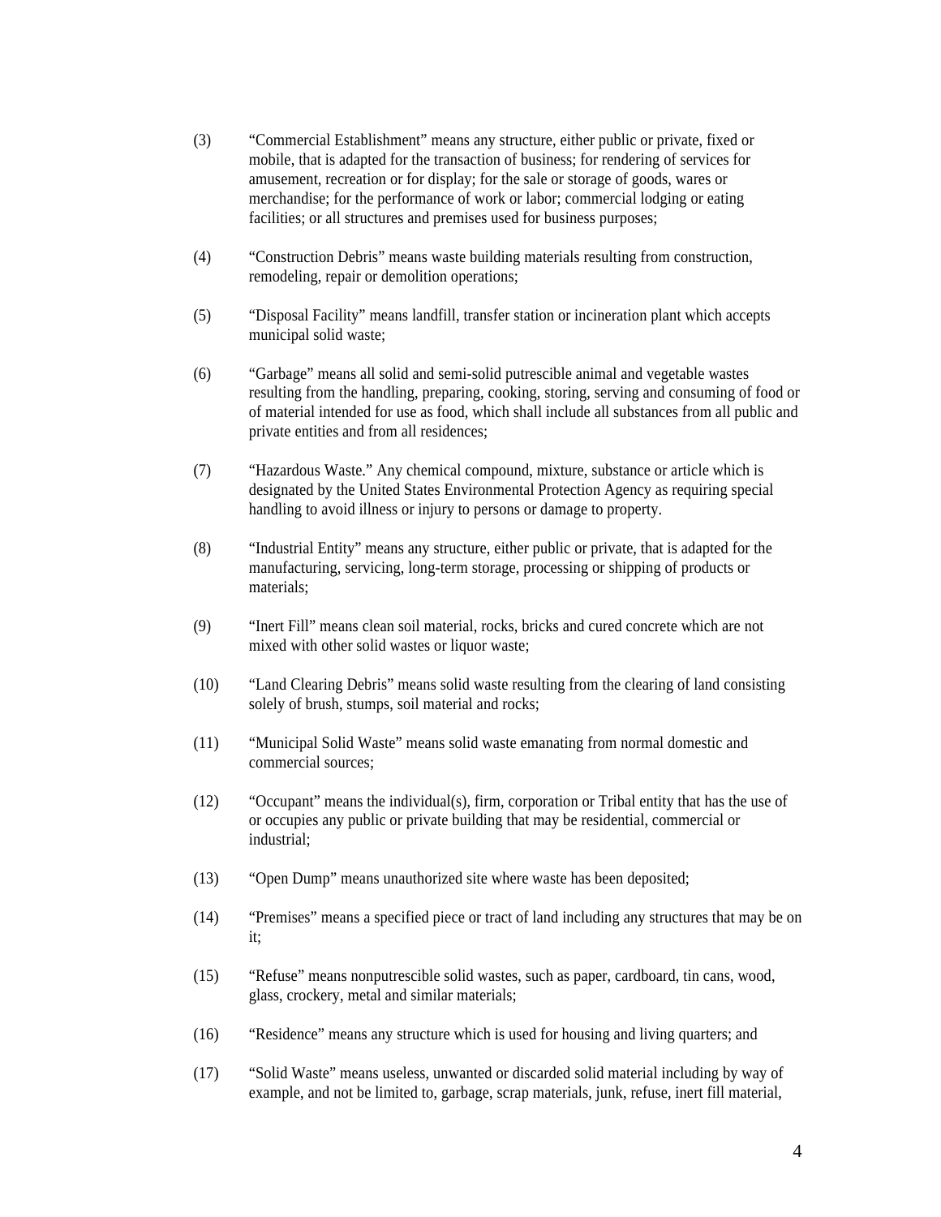(3) “Commercial Establishment” means any structure, either public or private, fixed or mobile, that is adapted for the transaction of business; for rendering of services for amusement, recreation or for display; for the sale or storage of goods, wares or merchandise; for the performance of work or labor; commercial lodging or eating facilities; or all structures and premises used for business purposes;

(4) “Construction Debris” means waste building materials resulting from construction, remodeling, repair or demolition operations;

(5) “Disposal Facility” means landfill, transfer station or incineration plant which accepts municipal solid waste;

(6) “Garbage” means all solid and semi-solid putrescible animal and vegetable wastes resulting from the handling, preparing, cooking, storing, serving and consuming of food or of material intended for use as food, which shall include all substances from all public and private entities and from all residences;

(7) “Hazardous Waste.” Any chemical compound, mixture, substance or article which is designated by the United States Environmental Protection Agency as requiring special handling to avoid illness or injury to persons or damage to property.

(8) “Industrial Entity” means any structure, either public or private, that is adapted for the manufacturing, servicing, long-term storage, processing or shipping of products or materials;

(9) “Inert Fill” means clean soil material, rocks, bricks and cured concrete which are not mixed with other solid wastes or liquor waste;

(10) “Land Clearing Debris” means solid waste resulting from the clearing of land consisting solely of brush, stumps, soil material and rocks;

(11) “Municipal Solid Waste” means solid waste emanating from normal domestic and commercial sources;

(12) “Occupant” means the individual(s), firm, corporation or Tribal entity that has the use of or occupies any public or private building that may be residential, commercial or industrial;

(13) “Open Dump” means unauthorized site where waste has been deposited;

(14) “Premises” means a specified piece or tract of land including any structures that may be on it;

(15) “Refuse” means nonputrescible solid wastes, such as paper, cardboard, tin cans, wood, glass, crockery, metal and similar materials;

(16) “Residence” means any structure which is used for housing and living quarters; and

(17) “Solid Waste” means useless, unwanted or discarded solid material including by way of example, and not be limited to, garbage, scrap materials, junk, refuse, inert fill material,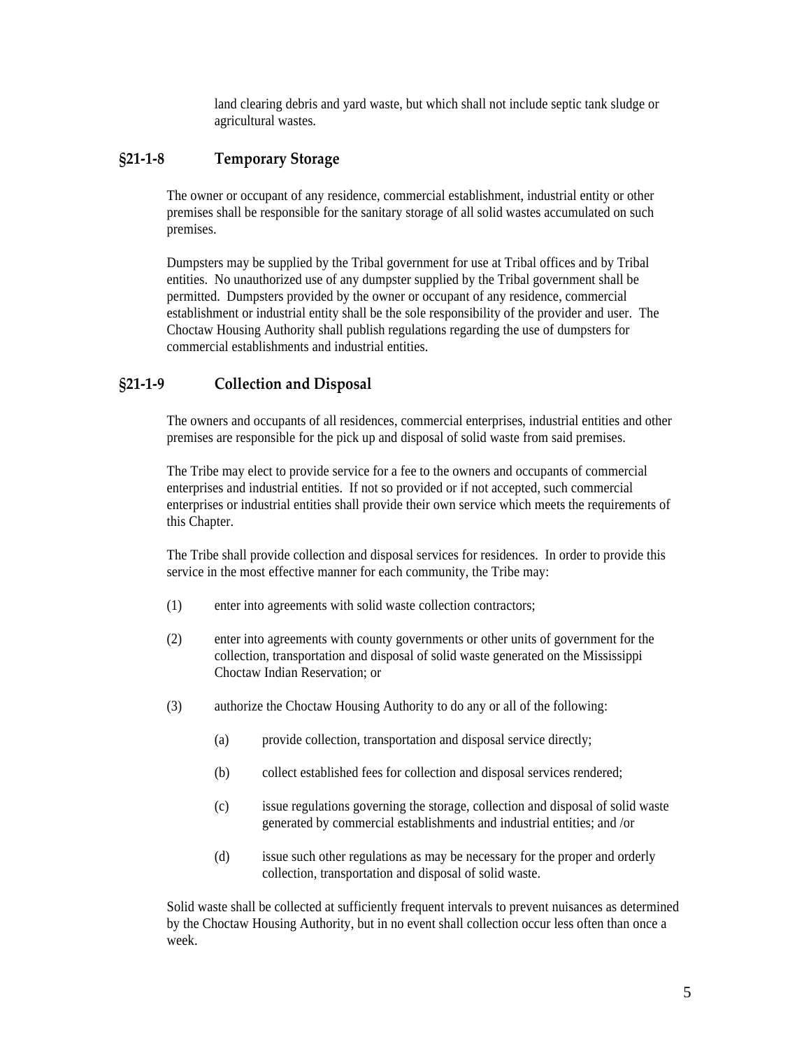land clearing debris and yard waste, but which shall not include septic tank sludge or agricultural wastes.

## §21-1-8 Temporary Storage

The owner or occupant of any residence, commercial establishment, industrial entity or other premises shall be responsible for the sanitary storage of all solid wastes accumulated on such premises.

Dumpsters may be supplied by the Tribal government for use at Tribal offices and by Tribal entities. No unauthorized use of any dumpster supplied by the Tribal government shall be permitted. Dumpsters provided by the owner or occupant of any residence, commercial establishment or industrial entity shall be the sole responsibility of the provider and user. The Choctaw Housing Authority shall publish regulations regarding the use of dumpsters for commercial establishments and industrial entities.

## §21-1-9 Collection and Disposal

The owners and occupants of all residences, commercial enterprises, industrial entities and other premises are responsible for the pick up and disposal of solid waste from said premises.

The Tribe may elect to provide service for a fee to the owners and occupants of commercial enterprises and industrial entities. If not so provided or if not accepted, such commercial enterprises or industrial entities shall provide their own service which meets the requirements of this Chapter.

The Tribe shall provide collection and disposal services for residences. In order to provide this service in the most effective manner for each community, the Tribe may:

(1) enter into agreements with solid waste collection contractors;

(2) enter into agreements with county governments or other units of government for the collection, transportation and disposal of solid waste generated on the Mississippi Choctaw Indian Reservation; or

(3) authorize the Choctaw Housing Authority to do any or all of the following:

   (a) provide collection, transportation and disposal service directly;

   (b) collect established fees for collection and disposal services rendered;

   (c) issue regulations governing the storage, collection and disposal of solid waste generated by commercial establishments and industrial entities; and /or

   (d) issue such other regulations as may be necessary for the proper and orderly collection, transportation and disposal of solid waste.

Solid waste shall be collected at sufficiently frequent intervals to prevent nuisances as determined by the Choctaw Housing Authority, but in no event shall collection occur less often than once a week.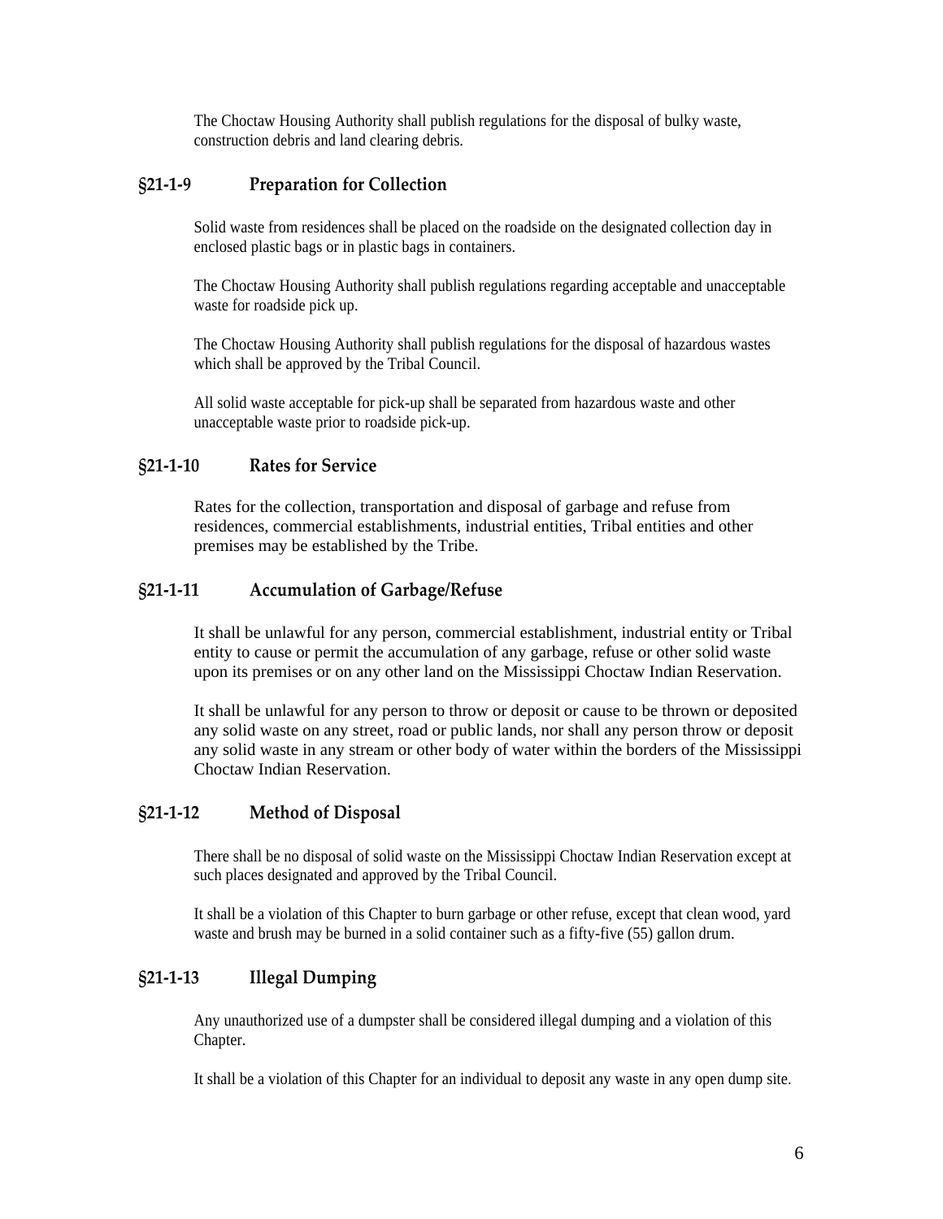The Choctaw Housing Authority shall publish regulations for the disposal of bulky waste, construction debris and land clearing debris.

### §21-1-9 Preparation for Collection

Solid waste from residences shall be placed on the roadside on the designated collection day in enclosed plastic bags or in plastic bags in containers.

The Choctaw Housing Authority shall publish regulations regarding acceptable and unacceptable waste for roadside pick up.

The Choctaw Housing Authority shall publish regulations for the disposal of hazardous wastes which shall be approved by the Tribal Council.

All solid waste acceptable for pick-up shall be separated from hazardous waste and other unacceptable waste prior to roadside pick-up.

### §21-1-10 Rates for Service

Rates for the collection, transportation and disposal of garbage and refuse from residences, commercial establishments, industrial entities, Tribal entities and other premises may be established by the Tribe.

### §21-1-11 Accumulation of Garbage/Refuse

It shall be unlawful for any person, commercial establishment, industrial entity or Tribal entity to cause or permit the accumulation of any garbage, refuse or other solid waste upon its premises or on any other land on the Mississippi Choctaw Indian Reservation.

It shall be unlawful for any person to throw or deposit or cause to be thrown or deposited any solid waste on any street, road or public lands, nor shall any person throw or deposit any solid waste in any stream or other body of water within the borders of the Mississippi Choctaw Indian Reservation.

### §21-1-12 Method of Disposal

There shall be no disposal of solid waste on the Mississippi Choctaw Indian Reservation except at such places designated and approved by the Tribal Council.

It shall be a violation of this Chapter to burn garbage or other refuse, except that clean wood, yard waste and brush may be burned in a solid container such as a fifty-five (55) gallon drum.

### §21-1-13 Illegal Dumping

Any unauthorized use of a dumpster shall be considered illegal dumping and a violation of this Chapter.

It shall be a violation of this Chapter for an individual to deposit any waste in any open dump site.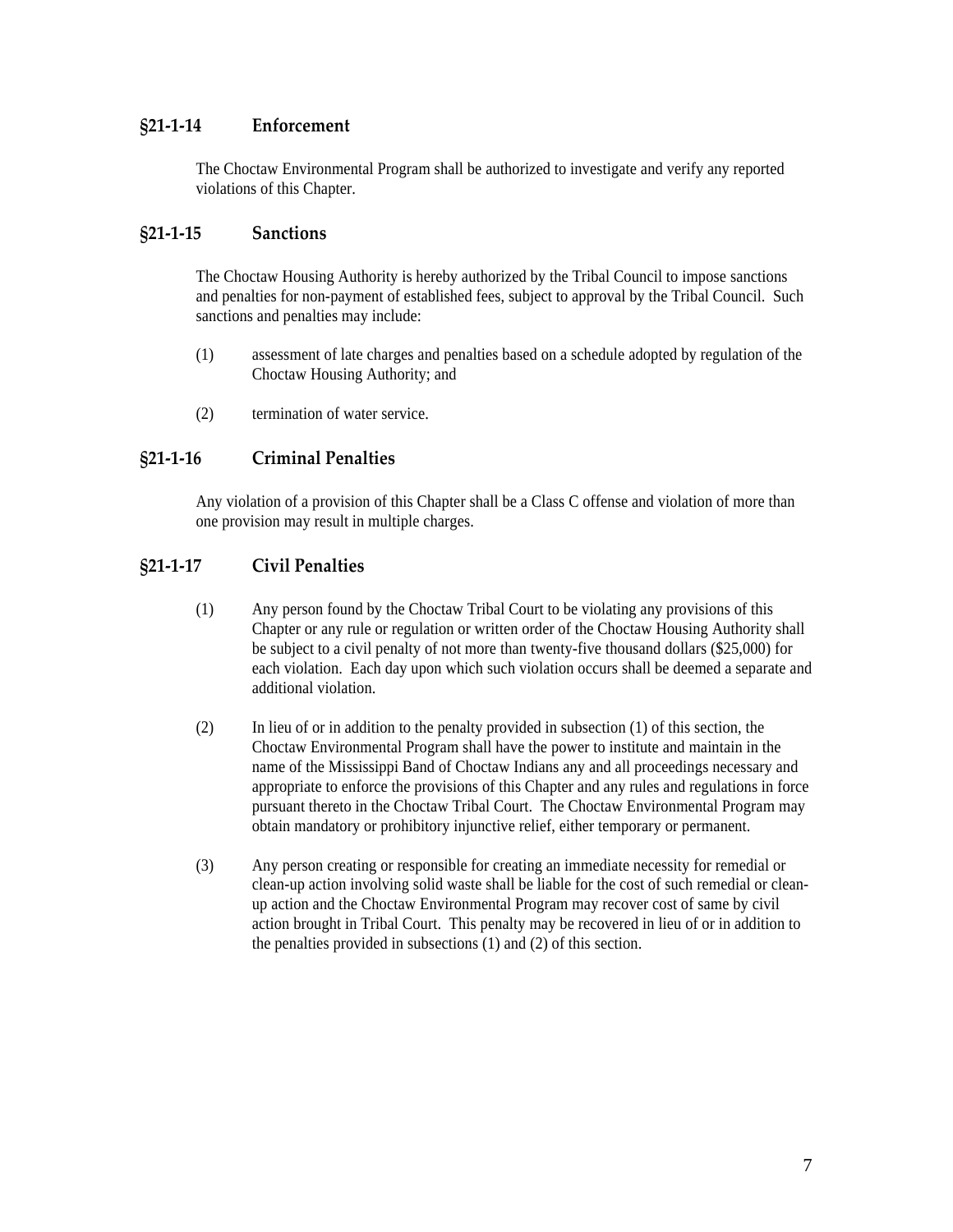### §21-1-14 Enforcement

The Choctaw Environmental Program shall be authorized to investigate and verify any reported violations of this Chapter.

### §21-1-15 Sanctions

The Choctaw Housing Authority is hereby authorized by the Tribal Council to impose sanctions and penalties for non-payment of established fees, subject to approval by the Tribal Council. Such sanctions and penalties may include:

(1) assessment of late charges and penalties based on a schedule adopted by regulation of the Choctaw Housing Authority; and

(2) termination of water service.

### §21-1-16 Criminal Penalties

Any violation of a provision of this Chapter shall be a Class C offense and violation of more than one provision may result in multiple charges.

### §21-1-17 Civil Penalties

(1) Any person found by the Choctaw Tribal Court to be violating any provisions of this Chapter or any rule or regulation or written order of the Choctaw Housing Authority shall be subject to a civil penalty of not more than twenty-five thousand dollars ($25,000) for each violation. Each day upon which such violation occurs shall be deemed a separate and additional violation.

(2) In lieu of or in addition to the penalty provided in subsection (1) of this section, the Choctaw Environmental Program shall have the power to institute and maintain in the name of the Mississippi Band of Choctaw Indians any and all proceedings necessary and appropriate to enforce the provisions of this Chapter and any rules and regulations in force pursuant thereto in the Choctaw Tribal Court. The Choctaw Environmental Program may obtain mandatory or prohibitory injunctive relief, either temporary or permanent.

(3) Any person creating or responsible for creating an immediate necessity for remedial or clean-up action involving solid waste shall be liable for the cost of such remedial or clean-up action and the Choctaw Environmental Program may recover cost of same by civil action brought in Tribal Court. This penalty may be recovered in lieu of or in addition to the penalties provided in subsections (1) and (2) of this section.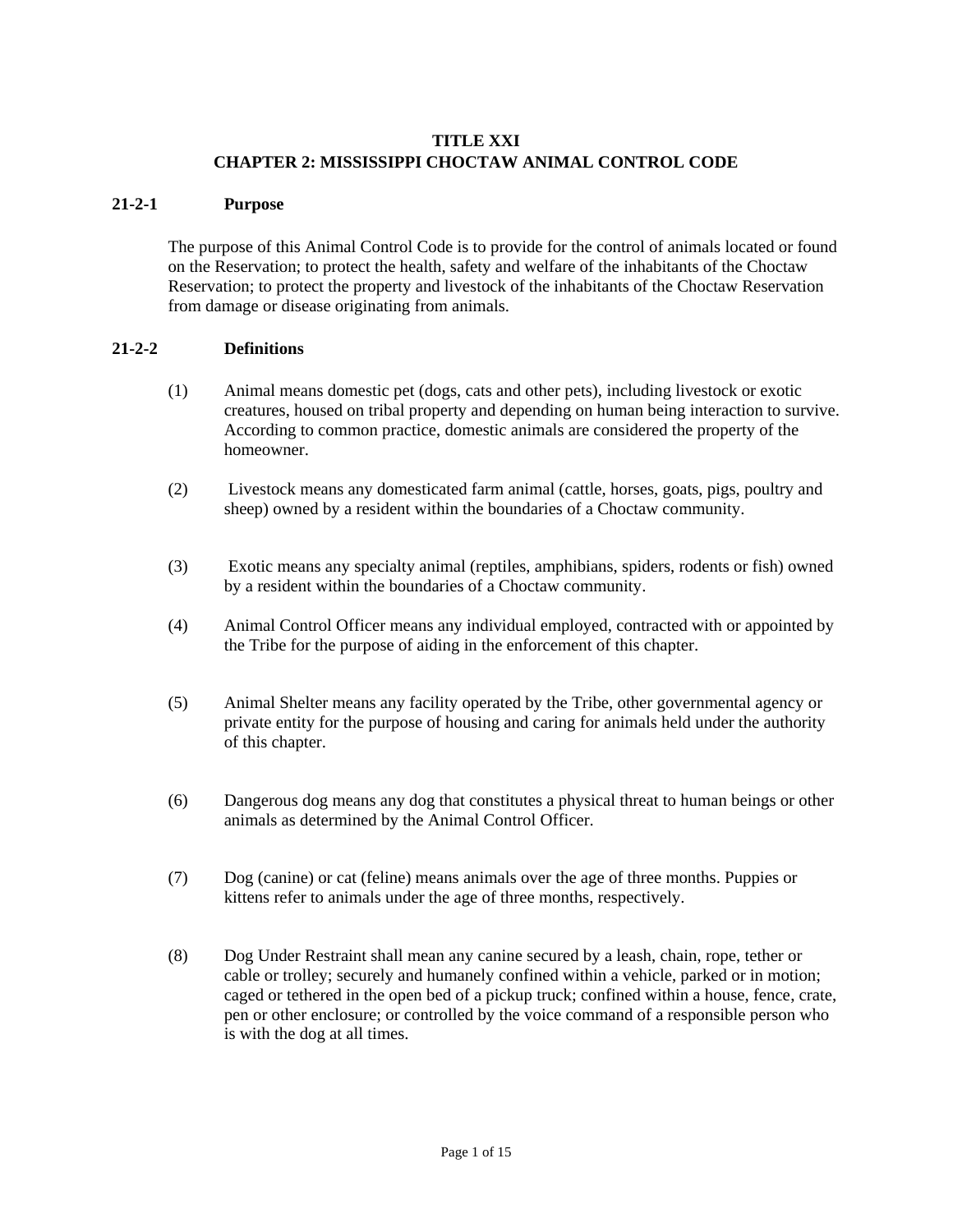# TITLE XXI
# CHAPTER 2: MISSISSIPPI CHOCTAW ANIMAL CONTROL CODE

## 21-2-1 Purpose

The purpose of this Animal Control Code is to provide for the control of animals located or found on the Reservation; to protect the health, safety and welfare of the inhabitants of the Choctaw Reservation; to protect the property and livestock of the inhabitants of the Choctaw Reservation from damage or disease originating from animals.

## 21-2-2 Definitions

(1) Animal means domestic pet (dogs, cats and other pets), including livestock or exotic creatures, housed on tribal property and depending on human being interaction to survive. According to common practice, domestic animals are considered the property of the homeowner.

(2) Livestock means any domesticated farm animal (cattle, horses, goats, pigs, poultry and sheep) owned by a resident within the boundaries of a Choctaw community.

(3) Exotic means any specialty animal (reptiles, amphibians, spiders, rodents or fish) owned by a resident within the boundaries of a Choctaw community.

(4) Animal Control Officer means any individual employed, contracted with or appointed by the Tribe for the purpose of aiding in the enforcement of this chapter.

(5) Animal Shelter means any facility operated by the Tribe, other governmental agency or private entity for the purpose of housing and caring for animals held under the authority of this chapter.

(6) Dangerous dog means any dog that constitutes a physical threat to human beings or other animals as determined by the Animal Control Officer.

(7) Dog (canine) or cat (feline) means animals over the age of three months. Puppies or kittens refer to animals under the age of three months, respectively.

(8) Dog Under Restraint shall mean any canine secured by a leash, chain, rope, tether or cable or trolley; securely and humanely confined within a vehicle, parked or in motion; caged or tethered in the open bed of a pickup truck; confined within a house, fence, crate, pen or other enclosure; or controlled by the voice command of a responsible person who is with the dog at all times.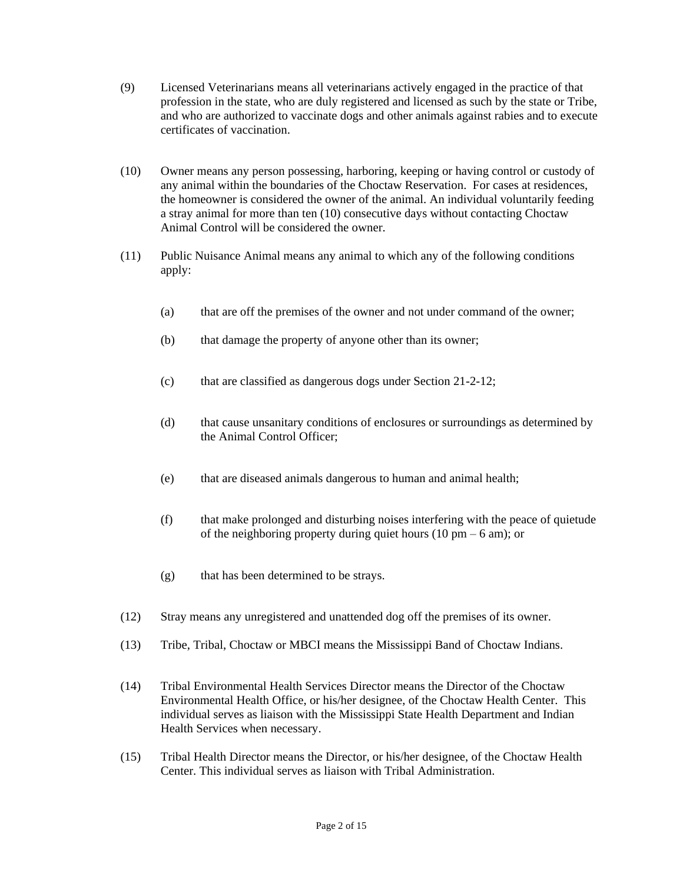(9) Licensed Veterinarians means all veterinarians actively engaged in the practice of that profession in the state, who are duly registered and licensed as such by the state or Tribe, and who are authorized to vaccinate dogs and other animals against rabies and to execute certificates of vaccination.

(10) Owner means any person possessing, harboring, keeping or having control or custody of any animal within the boundaries of the Choctaw Reservation. For cases at residences, the homeowner is considered the owner of the animal. An individual voluntarily feeding a stray animal for more than ten (10) consecutive days without contacting Choctaw Animal Control will be considered the owner.

(11) Public Nuisance Animal means any animal to which any of the following conditions apply:

- (a) that are off the premises of the owner and not under command of the owner;
- (b) that damage the property of anyone other than its owner;
- (c) that are classified as dangerous dogs under Section 21-2-12;
- (d) that cause unsanitary conditions of enclosures or surroundings as determined by the Animal Control Officer;
- (e) that are diseased animals dangerous to human and animal health;
- (f) that make prolonged and disturbing noises interfering with the peace of quietude of the neighboring property during quiet hours (10 pm – 6 am); or
- (g) that has been determined to be strays.

(12) Stray means any unregistered and unattended dog off the premises of its owner.

(13) Tribe, Tribal, Choctaw or MBCI means the Mississippi Band of Choctaw Indians.

(14) Tribal Environmental Health Services Director means the Director of the Choctaw Environmental Health Office, or his/her designee, of the Choctaw Health Center. This individual serves as liaison with the Mississippi State Health Department and Indian Health Services when necessary.

(15) Tribal Health Director means the Director, or his/her designee, of the Choctaw Health Center. This individual serves as liaison with Tribal Administration.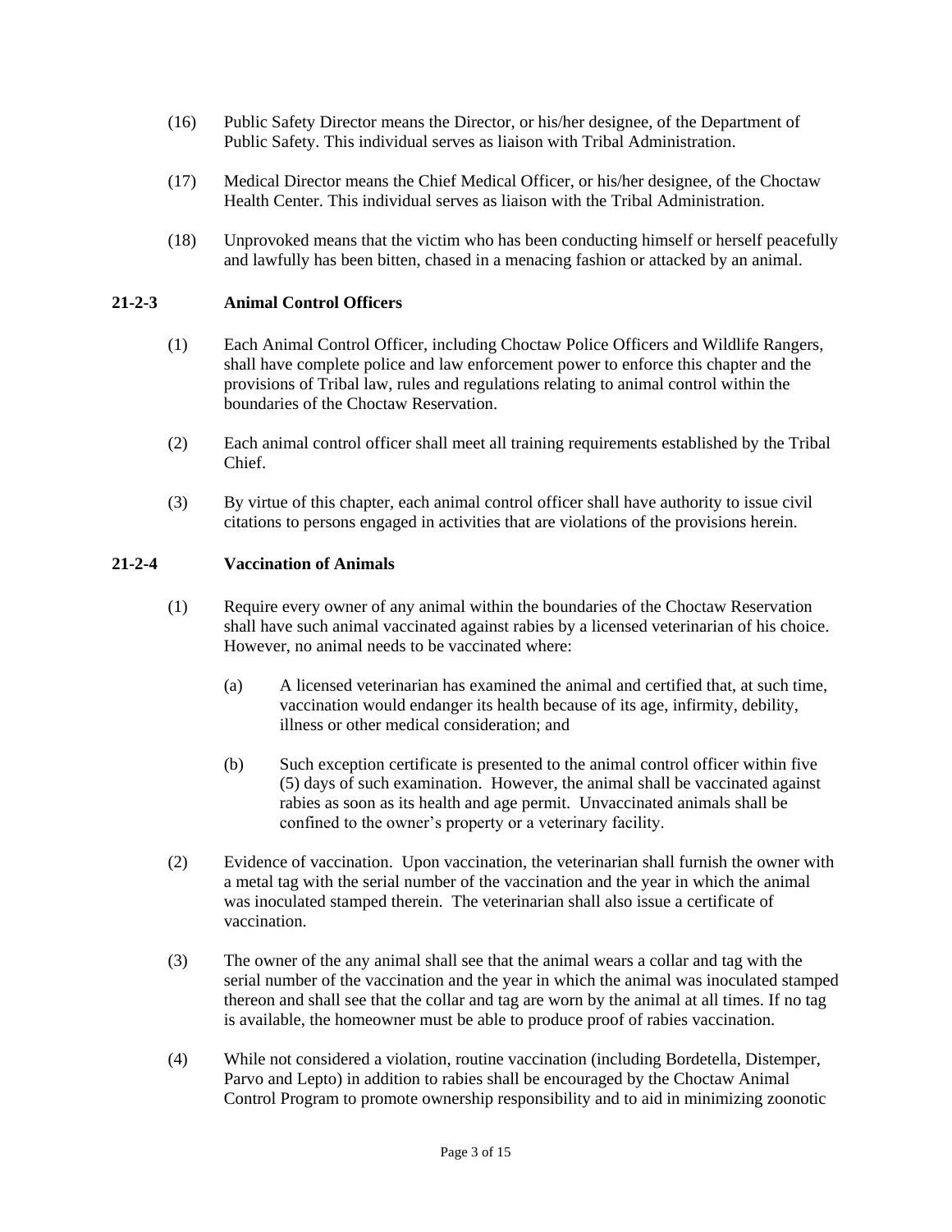(16) Public Safety Director means the Director, or his/her designee, of the Department of Public Safety. This individual serves as liaison with Tribal Administration.

(17) Medical Director means the Chief Medical Officer, or his/her designee, of the Choctaw Health Center. This individual serves as liaison with the Tribal Administration.

(18) Unprovoked means that the victim who has been conducting himself or herself peacefully and lawfully has been bitten, chased in a menacing fashion or attacked by an animal.

### 21-2-3 Animal Control Officers

(1) Each Animal Control Officer, including Choctaw Police Officers and Wildlife Rangers, shall have complete police and law enforcement power to enforce this chapter and the provisions of Tribal law, rules and regulations relating to animal control within the boundaries of the Choctaw Reservation.

(2) Each animal control officer shall meet all training requirements established by the Tribal Chief.

(3) By virtue of this chapter, each animal control officer shall have authority to issue civil citations to persons engaged in activities that are violations of the provisions herein.

### 21-2-4 Vaccination of Animals

(1) Require every owner of any animal within the boundaries of the Choctaw Reservation shall have such animal vaccinated against rabies by a licensed veterinarian of his choice. However, no animal needs to be vaccinated where:

(a) A licensed veterinarian has examined the animal and certified that, at such time, vaccination would endanger its health because of its age, infirmity, debility, illness or other medical consideration; and

(b) Such exception certificate is presented to the animal control officer within five (5) days of such examination. However, the animal shall be vaccinated against rabies as soon as its health and age permit. Unvaccinated animals shall be confined to the owner's property or a veterinary facility.

(2) Evidence of vaccination. Upon vaccination, the veterinarian shall furnish the owner with a metal tag with the serial number of the vaccination and the year in which the animal was inoculated stamped therein. The veterinarian shall also issue a certificate of vaccination.

(3) The owner of the any animal shall see that the animal wears a collar and tag with the serial number of the vaccination and the year in which the animal was inoculated stamped thereon and shall see that the collar and tag are worn by the animal at all times. If no tag is available, the homeowner must be able to produce proof of rabies vaccination.

(4) While not considered a violation, routine vaccination (including Bordetella, Distemper, Parvo and Lepto) in addition to rabies shall be encouraged by the Choctaw Animal Control Program to promote ownership responsibility and to aid in minimizing zoonotic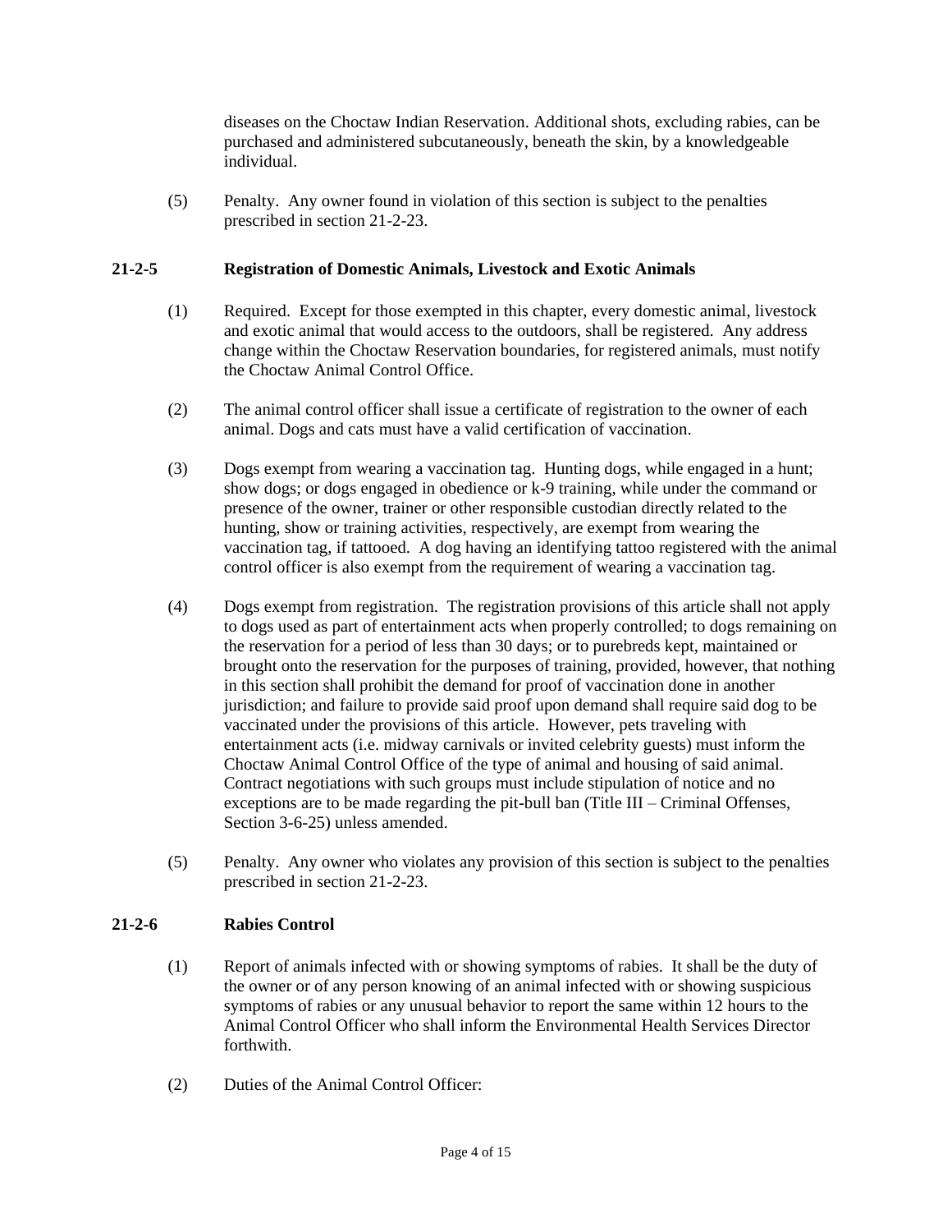diseases on the Choctaw Indian Reservation. Additional shots, excluding rabies, can be purchased and administered subcutaneously, beneath the skin, by a knowledgeable individual.

(5) Penalty. Any owner found in violation of this section is subject to the penalties prescribed in section 21-2-23.

### 21-2-5 Registration of Domestic Animals, Livestock and Exotic Animals

(1) Required. Except for those exempted in this chapter, every domestic animal, livestock and exotic animal that would access to the outdoors, shall be registered. Any address change within the Choctaw Reservation boundaries, for registered animals, must notify the Choctaw Animal Control Office.

(2) The animal control officer shall issue a certificate of registration to the owner of each animal. Dogs and cats must have a valid certification of vaccination.

(3) Dogs exempt from wearing a vaccination tag. Hunting dogs, while engaged in a hunt; show dogs; or dogs engaged in obedience or k-9 training, while under the command or presence of the owner, trainer or other responsible custodian directly related to the hunting, show or training activities, respectively, are exempt from wearing the vaccination tag, if tattooed. A dog having an identifying tattoo registered with the animal control officer is also exempt from the requirement of wearing a vaccination tag.

(4) Dogs exempt from registration. The registration provisions of this article shall not apply to dogs used as part of entertainment acts when properly controlled; to dogs remaining on the reservation for a period of less than 30 days; or to purebreds kept, maintained or brought onto the reservation for the purposes of training, provided, however, that nothing in this section shall prohibit the demand for proof of vaccination done in another jurisdiction; and failure to provide said proof upon demand shall require said dog to be vaccinated under the provisions of this article. However, pets traveling with entertainment acts (i.e. midway carnivals or invited celebrity guests) must inform the Choctaw Animal Control Office of the type of animal and housing of said animal. Contract negotiations with such groups must include stipulation of notice and no exceptions are to be made regarding the pit-bull ban (Title III – Criminal Offenses, Section 3-6-25) unless amended.

(5) Penalty. Any owner who violates any provision of this section is subject to the penalties prescribed in section 21-2-23.

### 21-2-6 Rabies Control

(1) Report of animals infected with or showing symptoms of rabies. It shall be the duty of the owner or of any person knowing of an animal infected with or showing suspicious symptoms of rabies or any unusual behavior to report the same within 12 hours to the Animal Control Officer who shall inform the Environmental Health Services Director forthwith.

(2) Duties of the Animal Control Officer: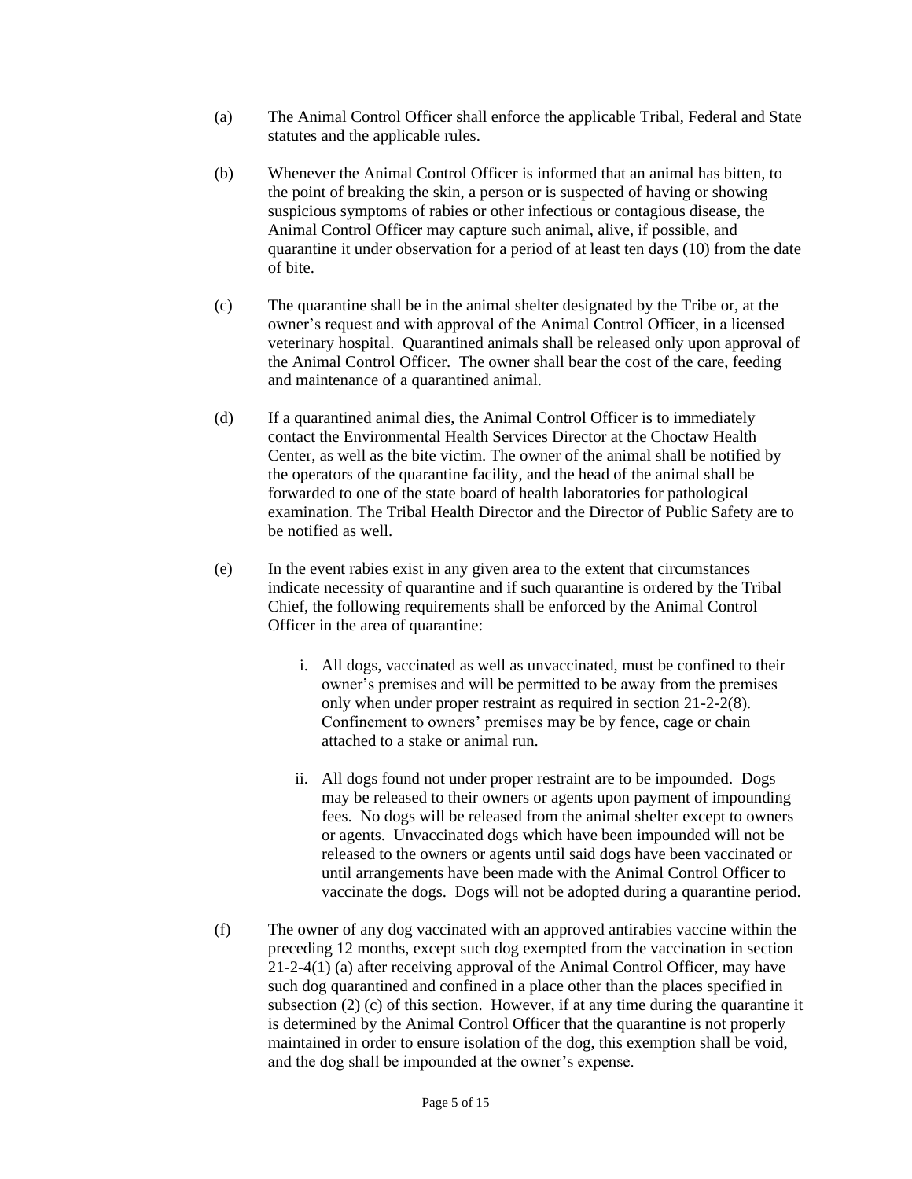(a) The Animal Control Officer shall enforce the applicable Tribal, Federal and State statutes and the applicable rules.

(b) Whenever the Animal Control Officer is informed that an animal has bitten, to the point of breaking the skin, a person or is suspected of having or showing suspicious symptoms of rabies or other infectious or contagious disease, the Animal Control Officer may capture such animal, alive, if possible, and quarantine it under observation for a period of at least ten days (10) from the date of bite.

(c) The quarantine shall be in the animal shelter designated by the Tribe or, at the owner's request and with approval of the Animal Control Officer, in a licensed veterinary hospital. Quarantined animals shall be released only upon approval of the Animal Control Officer. The owner shall bear the cost of the care, feeding and maintenance of a quarantined animal.

(d) If a quarantined animal dies, the Animal Control Officer is to immediately contact the Environmental Health Services Director at the Choctaw Health Center, as well as the bite victim. The owner of the animal shall be notified by the operators of the quarantine facility, and the head of the animal shall be forwarded to one of the state board of health laboratories for pathological examination. The Tribal Health Director and the Director of Public Safety are to be notified as well.

(e) In the event rabies exist in any given area to the extent that circumstances indicate necessity of quarantine and if such quarantine is ordered by the Tribal Chief, the following requirements shall be enforced by the Animal Control Officer in the area of quarantine:

   i. All dogs, vaccinated as well as unvaccinated, must be confined to their owner's premises and will be permitted to be away from the premises only when under proper restraint as required in section 21-2-2(8). Confinement to owners' premises may be by fence, cage or chain attached to a stake or animal run.

   ii. All dogs found not under proper restraint are to be impounded. Dogs may be released to their owners or agents upon payment of impounding fees. No dogs will be released from the animal shelter except to owners or agents. Unvaccinated dogs which have been impounded will not be released to the owners or agents until said dogs have been vaccinated or until arrangements have been made with the Animal Control Officer to vaccinate the dogs. Dogs will not be adopted during a quarantine period.

(f) The owner of any dog vaccinated with an approved antirabies vaccine within the preceding 12 months, except such dog exempted from the vaccination in section 21-2-4(1) (a) after receiving approval of the Animal Control Officer, may have such dog quarantined and confined in a place other than the places specified in subsection (2) (c) of this section. However, if at any time during the quarantine it is determined by the Animal Control Officer that the quarantine is not properly maintained in order to ensure isolation of the dog, this exemption shall be void, and the dog shall be impounded at the owner's expense.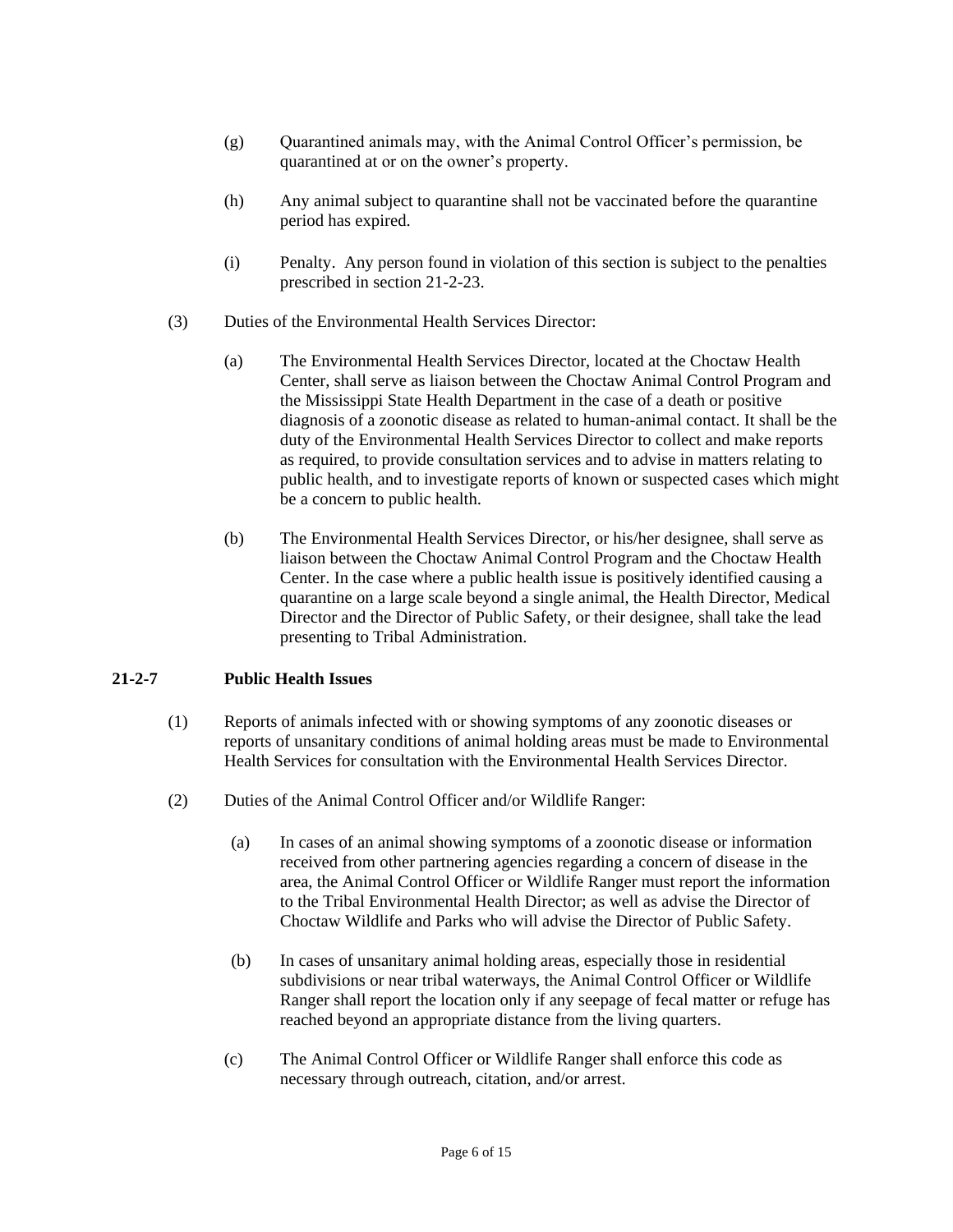(g) Quarantined animals may, with the Animal Control Officer's permission, be quarantined at or on the owner's property.

(h) Any animal subject to quarantine shall not be vaccinated before the quarantine period has expired.

(i) Penalty. Any person found in violation of this section is subject to the penalties prescribed in section 21-2-23.

(3) Duties of the Environmental Health Services Director:

(a) The Environmental Health Services Director, located at the Choctaw Health Center, shall serve as liaison between the Choctaw Animal Control Program and the Mississippi State Health Department in the case of a death or positive diagnosis of a zoonotic disease as related to human-animal contact. It shall be the duty of the Environmental Health Services Director to collect and make reports as required, to provide consultation services and to advise in matters relating to public health, and to investigate reports of known or suspected cases which might be a concern to public health.

(b) The Environmental Health Services Director, or his/her designee, shall serve as liaison between the Choctaw Animal Control Program and the Choctaw Health Center. In the case where a public health issue is positively identified causing a quarantine on a large scale beyond a single animal, the Health Director, Medical Director and the Director of Public Safety, or their designee, shall take the lead presenting to Tribal Administration.

### 21-2-7 Public Health Issues

(1) Reports of animals infected with or showing symptoms of any zoonotic diseases or reports of unsanitary conditions of animal holding areas must be made to Environmental Health Services for consultation with the Environmental Health Services Director.

(2) Duties of the Animal Control Officer and/or Wildlife Ranger:

(a) In cases of an animal showing symptoms of a zoonotic disease or information received from other partnering agencies regarding a concern of disease in the area, the Animal Control Officer or Wildlife Ranger must report the information to the Tribal Environmental Health Director; as well as advise the Director of Choctaw Wildlife and Parks who will advise the Director of Public Safety.

(b) In cases of unsanitary animal holding areas, especially those in residential subdivisions or near tribal waterways, the Animal Control Officer or Wildlife Ranger shall report the location only if any seepage of fecal matter or refuge has reached beyond an appropriate distance from the living quarters.

(c) The Animal Control Officer or Wildlife Ranger shall enforce this code as necessary through outreach, citation, and/or arrest.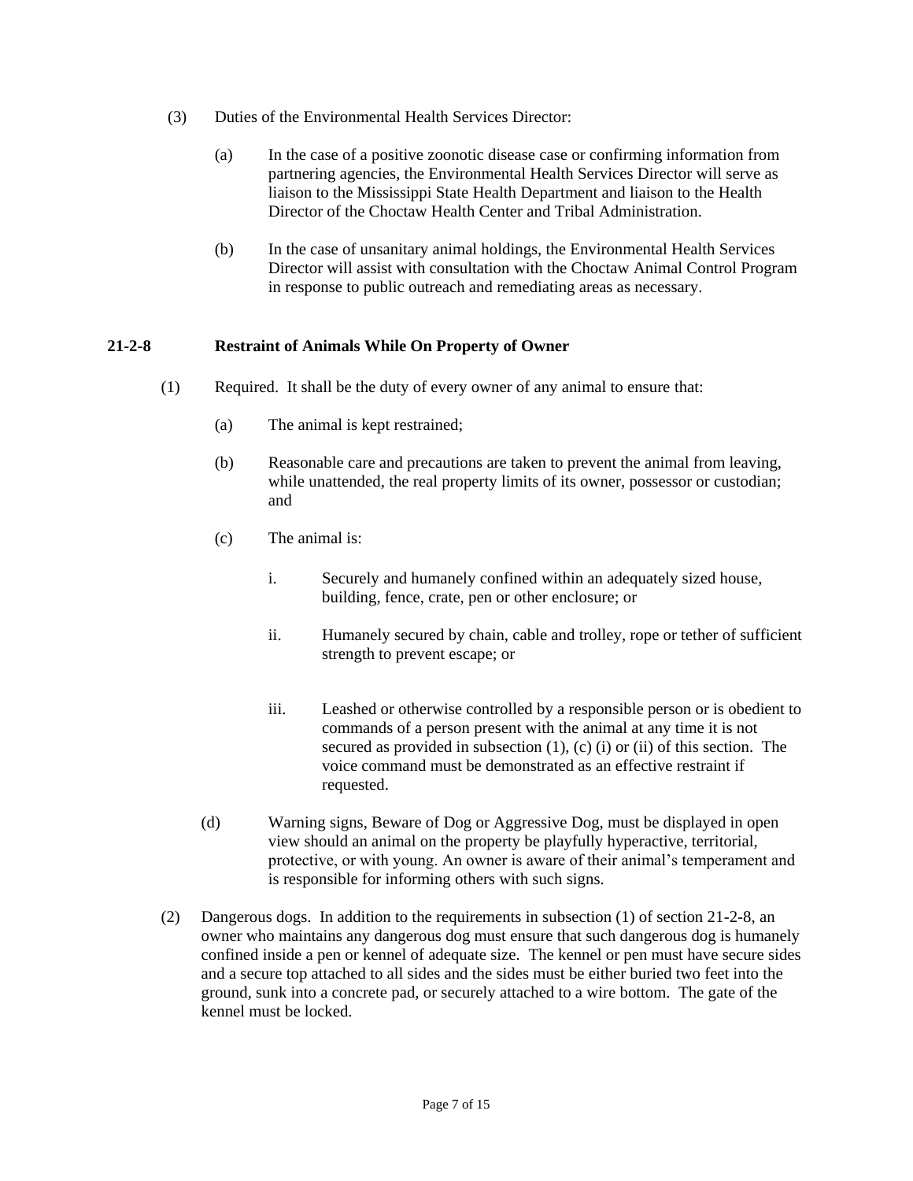(3) Duties of the Environmental Health Services Director:

   (a) In the case of a positive zoonotic disease case or confirming information from partnering agencies, the Environmental Health Services Director will serve as liaison to the Mississippi State Health Department and liaison to the Health Director of the Choctaw Health Center and Tribal Administration.

   (b) In the case of unsanitary animal holdings, the Environmental Health Services Director will assist with consultation with the Choctaw Animal Control Program in response to public outreach and remediating areas as necessary.

### 21-2-8 Restraint of Animals While On Property of Owner

(1) Required. It shall be the duty of every owner of any animal to ensure that:

   (a) The animal is kept restrained;

   (b) Reasonable care and precautions are taken to prevent the animal from leaving, while unattended, the real property limits of its owner, possessor or custodian; and

   (c) The animal is:

      i. Securely and humanely confined within an adequately sized house, building, fence, crate, pen or other enclosure; or

      ii. Humanely secured by chain, cable and trolley, rope or tether of sufficient strength to prevent escape; or

      iii. Leashed or otherwise controlled by a responsible person or is obedient to commands of a person present with the animal at any time it is not secured as provided in subsection (1), (c) (i) or (ii) of this section. The voice command must be demonstrated as an effective restraint if requested.

   (d) Warning signs, Beware of Dog or Aggressive Dog, must be displayed in open view should an animal on the property be playfully hyperactive, territorial, protective, or with young. An owner is aware of their animal's temperament and is responsible for informing others with such signs.

(2) Dangerous dogs. In addition to the requirements in subsection (1) of section 21-2-8, an owner who maintains any dangerous dog must ensure that such dangerous dog is humanely confined inside a pen or kennel of adequate size. The kennel or pen must have secure sides and a secure top attached to all sides and the sides must be either buried two feet into the ground, sunk into a concrete pad, or securely attached to a wire bottom. The gate of the kennel must be locked.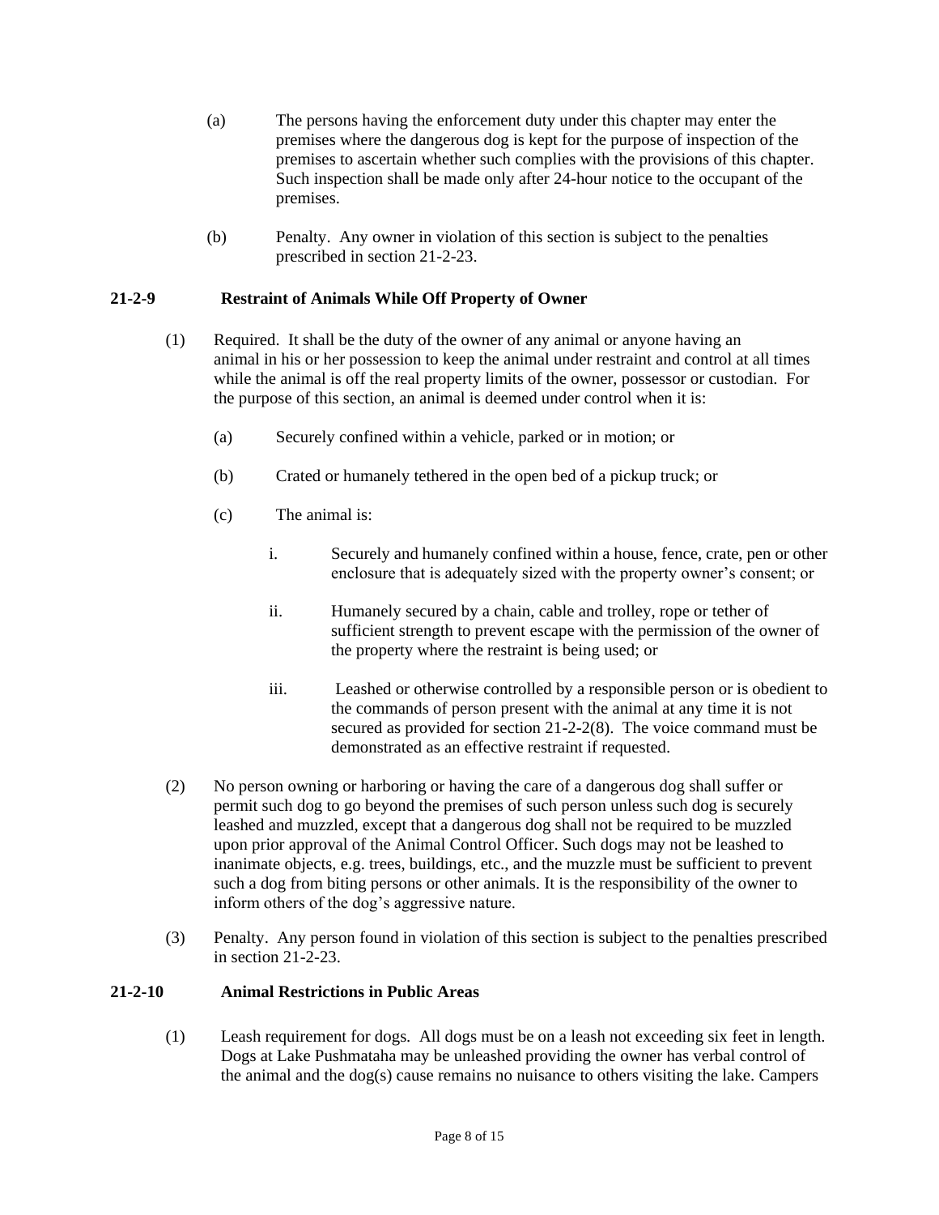(a) The persons having the enforcement duty under this chapter may enter the premises where the dangerous dog is kept for the purpose of inspection of the premises to ascertain whether such complies with the provisions of this chapter. Such inspection shall be made only after 24-hour notice to the occupant of the premises.

(b) Penalty. Any owner in violation of this section is subject to the penalties prescribed in section 21-2-23.

**21-2-9 Restraint of Animals While Off Property of Owner**

(1) Required. It shall be the duty of the owner of any animal or anyone having an animal in his or her possession to keep the animal under restraint and control at all times while the animal is off the real property limits of the owner, possessor or custodian. For the purpose of this section, an animal is deemed under control when it is:

(a) Securely confined within a vehicle, parked or in motion; or

(b) Crated or humanely tethered in the open bed of a pickup truck; or

(c) The animal is:

i. Securely and humanely confined within a house, fence, crate, pen or other enclosure that is adequately sized with the property owner's consent; or

ii. Humanely secured by a chain, cable and trolley, rope or tether of sufficient strength to prevent escape with the permission of the owner of the property where the restraint is being used; or

iii. Leashed or otherwise controlled by a responsible person or is obedient to the commands of person present with the animal at any time it is not secured as provided for section 21-2-2(8). The voice command must be demonstrated as an effective restraint if requested.

(2) No person owning or harboring or having the care of a dangerous dog shall suffer or permit such dog to go beyond the premises of such person unless such dog is securely leashed and muzzled, except that a dangerous dog shall not be required to be muzzled upon prior approval of the Animal Control Officer. Such dogs may not be leashed to inanimate objects, e.g. trees, buildings, etc., and the muzzle must be sufficient to prevent such a dog from biting persons or other animals. It is the responsibility of the owner to inform others of the dog's aggressive nature.

(3) Penalty. Any person found in violation of this section is subject to the penalties prescribed in section 21-2-23.

**21-2-10 Animal Restrictions in Public Areas**

(1) Leash requirement for dogs. All dogs must be on a leash not exceeding six feet in length. Dogs at Lake Pushmataha may be unleashed providing the owner has verbal control of the animal and the dog(s) cause remains no nuisance to others visiting the lake. Campers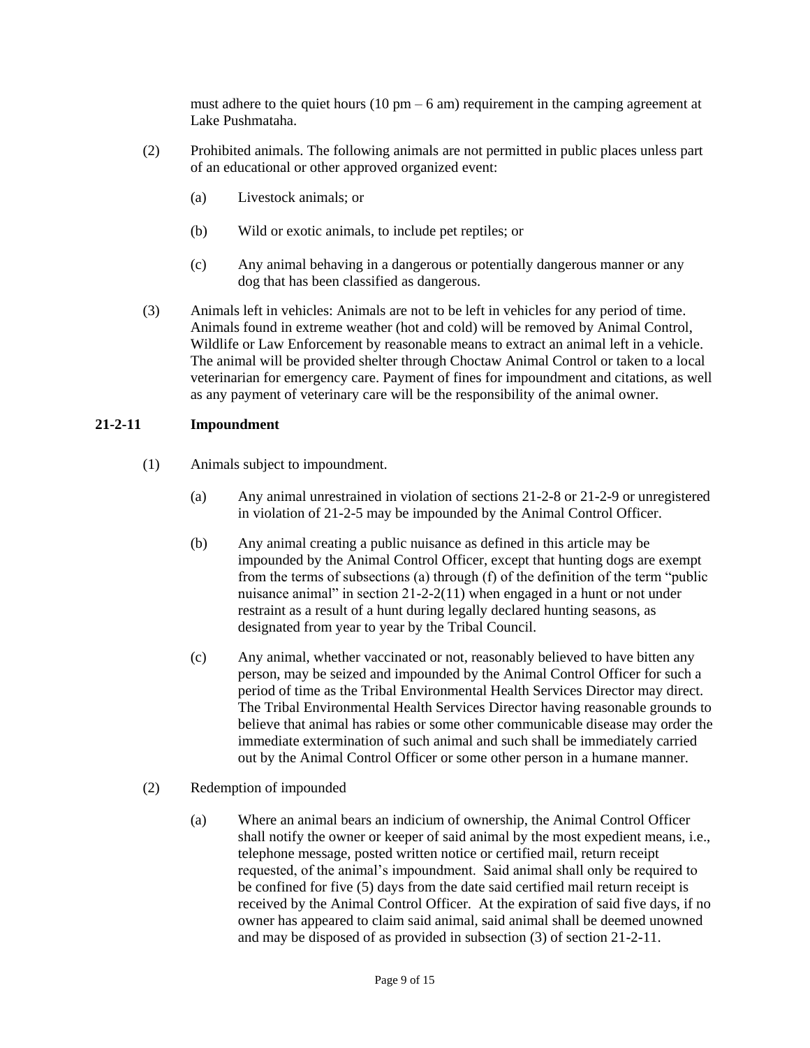must adhere to the quiet hours (10 pm – 6 am) requirement in the camping agreement at Lake Pushmataha.

(2) Prohibited animals. The following animals are not permitted in public places unless part of an educational or other approved organized event:

(a) Livestock animals; or

(b) Wild or exotic animals, to include pet reptiles; or

(c) Any animal behaving in a dangerous or potentially dangerous manner or any dog that has been classified as dangerous.

(3) Animals left in vehicles: Animals are not to be left in vehicles for any period of time. Animals found in extreme weather (hot and cold) will be removed by Animal Control, Wildlife or Law Enforcement by reasonable means to extract an animal left in a vehicle. The animal will be provided shelter through Choctaw Animal Control or taken to a local veterinarian for emergency care. Payment of fines for impoundment and citations, as well as any payment of veterinary care will be the responsibility of the animal owner.

**21-2-11 Impoundment**

(1) Animals subject to impoundment.

(a) Any animal unrestrained in violation of sections 21-2-8 or 21-2-9 or unregistered in violation of 21-2-5 may be impounded by the Animal Control Officer.

(b) Any animal creating a public nuisance as defined in this article may be impounded by the Animal Control Officer, except that hunting dogs are exempt from the terms of subsections (a) through (f) of the definition of the term "public nuisance animal" in section 21-2-2(11) when engaged in a hunt or not under restraint as a result of a hunt during legally declared hunting seasons, as designated from year to year by the Tribal Council.

(c) Any animal, whether vaccinated or not, reasonably believed to have bitten any person, may be seized and impounded by the Animal Control Officer for such a period of time as the Tribal Environmental Health Services Director may direct. The Tribal Environmental Health Services Director having reasonable grounds to believe that animal has rabies or some other communicable disease may order the immediate extermination of such animal and such shall be immediately carried out by the Animal Control Officer or some other person in a humane manner.

(2) Redemption of impounded

(a) Where an animal bears an indicium of ownership, the Animal Control Officer shall notify the owner or keeper of said animal by the most expedient means, i.e., telephone message, posted written notice or certified mail, return receipt requested, of the animal's impoundment. Said animal shall only be required to be confined for five (5) days from the date said certified mail return receipt is received by the Animal Control Officer. At the expiration of said five days, if no owner has appeared to claim said animal, said animal shall be deemed unowned and may be disposed of as provided in subsection (3) of section 21-2-11.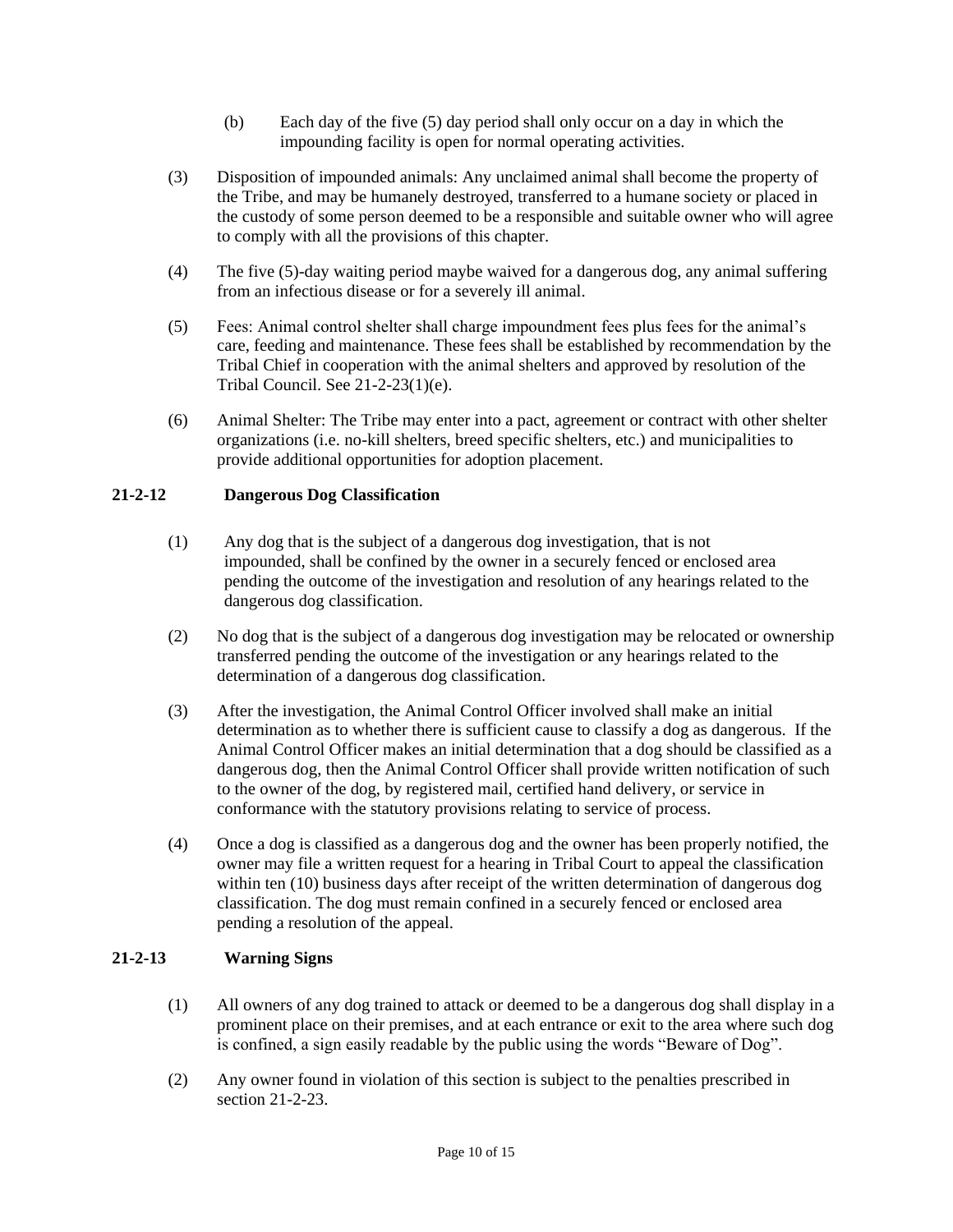(b) Each day of the five (5) day period shall only occur on a day in which the impounding facility is open for normal operating activities.

(3) Disposition of impounded animals: Any unclaimed animal shall become the property of the Tribe, and may be humanely destroyed, transferred to a humane society or placed in the custody of some person deemed to be a responsible and suitable owner who will agree to comply with all the provisions of this chapter.

(4) The five (5)-day waiting period maybe waived for a dangerous dog, any animal suffering from an infectious disease or for a severely ill animal.

(5) Fees: Animal control shelter shall charge impoundment fees plus fees for the animal's care, feeding and maintenance. These fees shall be established by recommendation by the Tribal Chief in cooperation with the animal shelters and approved by resolution of the Tribal Council. See 21-2-23(1)(e).

(6) Animal Shelter: The Tribe may enter into a pact, agreement or contract with other shelter organizations (i.e. no-kill shelters, breed specific shelters, etc.) and municipalities to provide additional opportunities for adoption placement.

### 21-2-12 Dangerous Dog Classification

(1) Any dog that is the subject of a dangerous dog investigation, that is not impounded, shall be confined by the owner in a securely fenced or enclosed area pending the outcome of the investigation and resolution of any hearings related to the dangerous dog classification.

(2) No dog that is the subject of a dangerous dog investigation may be relocated or ownership transferred pending the outcome of the investigation or any hearings related to the determination of a dangerous dog classification.

(3) After the investigation, the Animal Control Officer involved shall make an initial determination as to whether there is sufficient cause to classify a dog as dangerous. If the Animal Control Officer makes an initial determination that a dog should be classified as a dangerous dog, then the Animal Control Officer shall provide written notification of such to the owner of the dog, by registered mail, certified hand delivery, or service in conformance with the statutory provisions relating to service of process.

(4) Once a dog is classified as a dangerous dog and the owner has been properly notified, the owner may file a written request for a hearing in Tribal Court to appeal the classification within ten (10) business days after receipt of the written determination of dangerous dog classification. The dog must remain confined in a securely fenced or enclosed area pending a resolution of the appeal.

### 21-2-13 Warning Signs

(1) All owners of any dog trained to attack or deemed to be a dangerous dog shall display in a prominent place on their premises, and at each entrance or exit to the area where such dog is confined, a sign easily readable by the public using the words "Beware of Dog".

(2) Any owner found in violation of this section is subject to the penalties prescribed in section 21-2-23.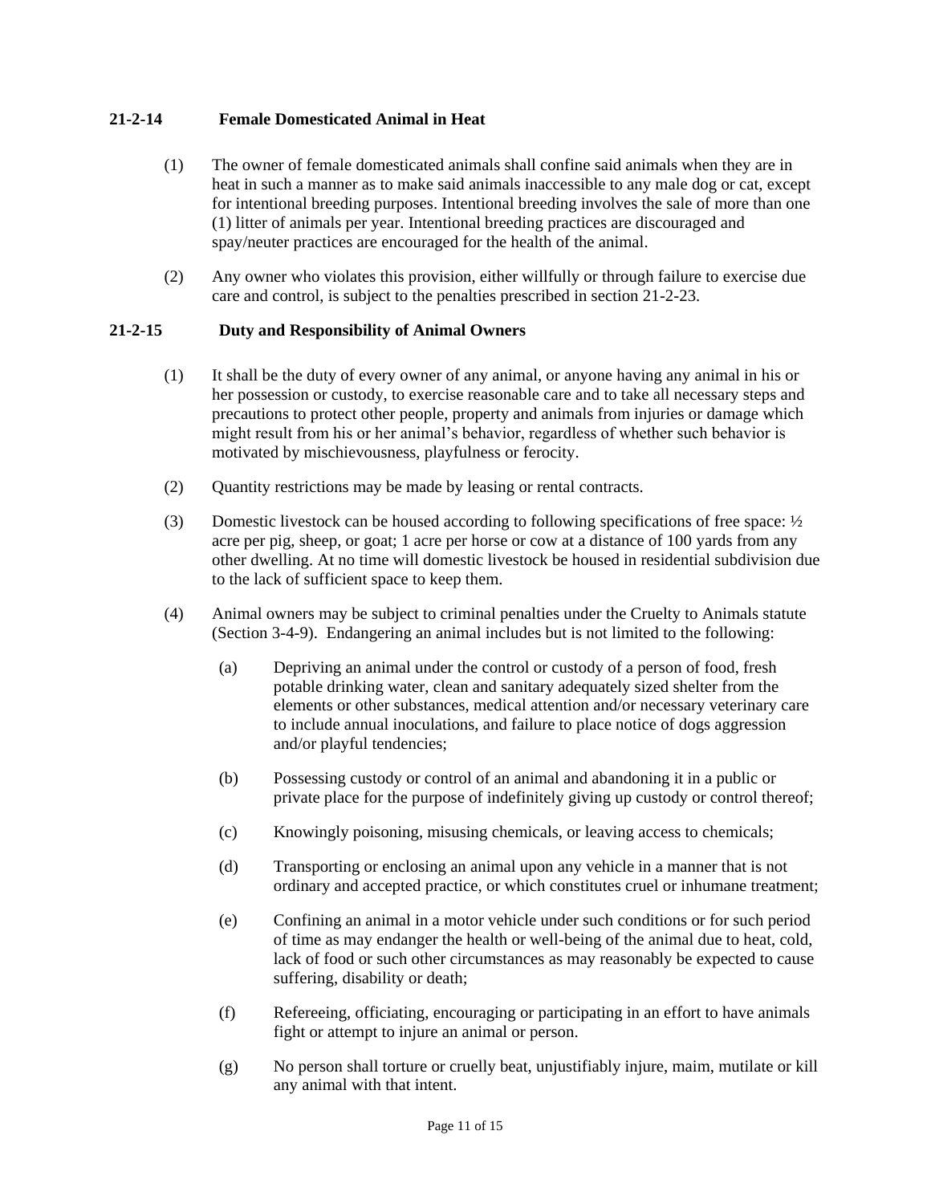### 21-2-14 Female Domesticated Animal in Heat

(1) The owner of female domesticated animals shall confine said animals when they are in heat in such a manner as to make said animals inaccessible to any male dog or cat, except for intentional breeding purposes. Intentional breeding involves the sale of more than one (1) litter of animals per year. Intentional breeding practices are discouraged and spay/neuter practices are encouraged for the health of the animal.

(2) Any owner who violates this provision, either willfully or through failure to exercise due care and control, is subject to the penalties prescribed in section 21-2-23.

### 21-2-15 Duty and Responsibility of Animal Owners

(1) It shall be the duty of every owner of any animal, or anyone having any animal in his or her possession or custody, to exercise reasonable care and to take all necessary steps and precautions to protect other people, property and animals from injuries or damage which might result from his or her animal's behavior, regardless of whether such behavior is motivated by mischievousness, playfulness or ferocity.

(2) Quantity restrictions may be made by leasing or rental contracts.

(3) Domestic livestock can be housed according to following specifications of free space: ½ acre per pig, sheep, or goat; 1 acre per horse or cow at a distance of 100 yards from any other dwelling. At no time will domestic livestock be housed in residential subdivision due to the lack of sufficient space to keep them.

(4) Animal owners may be subject to criminal penalties under the Cruelty to Animals statute (Section 3-4-9). Endangering an animal includes but is not limited to the following:

   (a) Depriving an animal under the control or custody of a person of food, fresh potable drinking water, clean and sanitary adequately sized shelter from the elements or other substances, medical attention and/or necessary veterinary care to include annual inoculations, and failure to place notice of dogs aggression and/or playful tendencies;

   (b) Possessing custody or control of an animal and abandoning it in a public or private place for the purpose of indefinitely giving up custody or control thereof;

   (c) Knowingly poisoning, misusing chemicals, or leaving access to chemicals;

   (d) Transporting or enclosing an animal upon any vehicle in a manner that is not ordinary and accepted practice, or which constitutes cruel or inhumane treatment;

   (e) Confining an animal in a motor vehicle under such conditions or for such period of time as may endanger the health or well-being of the animal due to heat, cold, lack of food or such other circumstances as may reasonably be expected to cause suffering, disability or death;

   (f) Refereeing, officiating, encouraging or participating in an effort to have animals fight or attempt to injure an animal or person.

   (g) No person shall torture or cruelly beat, unjustifiably injure, maim, mutilate or kill any animal with that intent.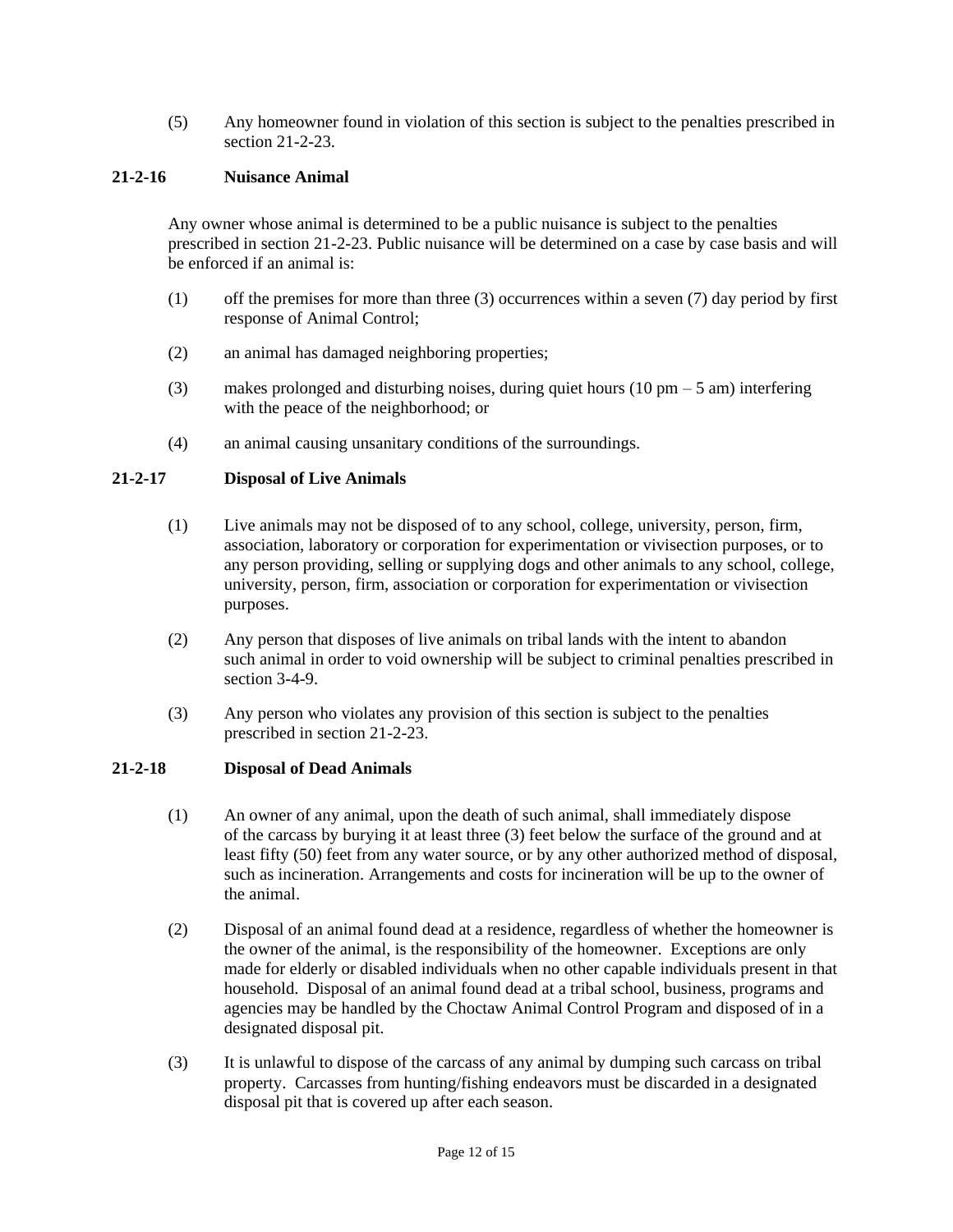(5) Any homeowner found in violation of this section is subject to the penalties prescribed in section 21-2-23.

### 21-2-16 Nuisance Animal

Any owner whose animal is determined to be a public nuisance is subject to the penalties prescribed in section 21-2-23. Public nuisance will be determined on a case by case basis and will be enforced if an animal is:

(1) off the premises for more than three (3) occurrences within a seven (7) day period by first response of Animal Control;

(2) an animal has damaged neighboring properties;

(3) makes prolonged and disturbing noises, during quiet hours (10 pm – 5 am) interfering with the peace of the neighborhood; or

(4) an animal causing unsanitary conditions of the surroundings.

### 21-2-17 Disposal of Live Animals

(1) Live animals may not be disposed of to any school, college, university, person, firm, association, laboratory or corporation for experimentation or vivisection purposes, or to any person providing, selling or supplying dogs and other animals to any school, college, university, person, firm, association or corporation for experimentation or vivisection purposes.

(2) Any person that disposes of live animals on tribal lands with the intent to abandon such animal in order to void ownership will be subject to criminal penalties prescribed in section 3-4-9.

(3) Any person who violates any provision of this section is subject to the penalties prescribed in section 21-2-23.

### 21-2-18 Disposal of Dead Animals

(1) An owner of any animal, upon the death of such animal, shall immediately dispose of the carcass by burying it at least three (3) feet below the surface of the ground and at least fifty (50) feet from any water source, or by any other authorized method of disposal, such as incineration. Arrangements and costs for incineration will be up to the owner of the animal.

(2) Disposal of an animal found dead at a residence, regardless of whether the homeowner is the owner of the animal, is the responsibility of the homeowner. Exceptions are only made for elderly or disabled individuals when no other capable individuals present in that household. Disposal of an animal found dead at a tribal school, business, programs and agencies may be handled by the Choctaw Animal Control Program and disposed of in a designated disposal pit.

(3) It is unlawful to dispose of the carcass of any animal by dumping such carcass on tribal property. Carcasses from hunting/fishing endeavors must be discarded in a designated disposal pit that is covered up after each season.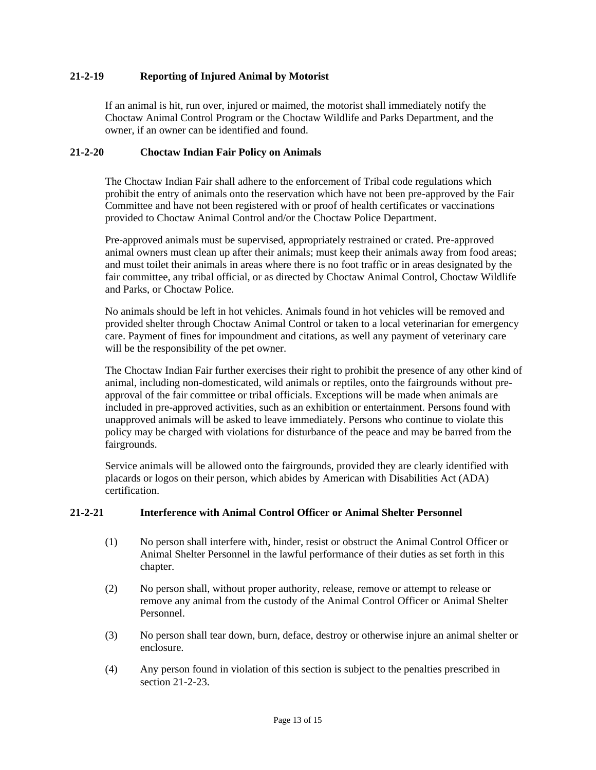### 21-2-19 Reporting of Injured Animal by Motorist

If an animal is hit, run over, injured or maimed, the motorist shall immediately notify the Choctaw Animal Control Program or the Choctaw Wildlife and Parks Department, and the owner, if an owner can be identified and found.

### 21-2-20 Choctaw Indian Fair Policy on Animals

The Choctaw Indian Fair shall adhere to the enforcement of Tribal code regulations which prohibit the entry of animals onto the reservation which have not been pre-approved by the Fair Committee and have not been registered with or proof of health certificates or vaccinations provided to Choctaw Animal Control and/or the Choctaw Police Department.

Pre-approved animals must be supervised, appropriately restrained or crated. Pre-approved animal owners must clean up after their animals; must keep their animals away from food areas; and must toilet their animals in areas where there is no foot traffic or in areas designated by the fair committee, any tribal official, or as directed by Choctaw Animal Control, Choctaw Wildlife and Parks, or Choctaw Police.

No animals should be left in hot vehicles. Animals found in hot vehicles will be removed and provided shelter through Choctaw Animal Control or taken to a local veterinarian for emergency care. Payment of fines for impoundment and citations, as well any payment of veterinary care will be the responsibility of the pet owner.

The Choctaw Indian Fair further exercises their right to prohibit the presence of any other kind of animal, including non-domesticated, wild animals or reptiles, onto the fairgrounds without pre-approval of the fair committee or tribal officials. Exceptions will be made when animals are included in pre-approved activities, such as an exhibition or entertainment. Persons found with unapproved animals will be asked to leave immediately. Persons who continue to violate this policy may be charged with violations for disturbance of the peace and may be barred from the fairgrounds.

Service animals will be allowed onto the fairgrounds, provided they are clearly identified with placards or logos on their person, which abides by American with Disabilities Act (ADA) certification.

### 21-2-21 Interference with Animal Control Officer or Animal Shelter Personnel

(1) No person shall interfere with, hinder, resist or obstruct the Animal Control Officer or Animal Shelter Personnel in the lawful performance of their duties as set forth in this chapter.

(2) No person shall, without proper authority, release, remove or attempt to release or remove any animal from the custody of the Animal Control Officer or Animal Shelter Personnel.

(3) No person shall tear down, burn, deface, destroy or otherwise injure an animal shelter or enclosure.

(4) Any person found in violation of this section is subject to the penalties prescribed in section 21-2-23.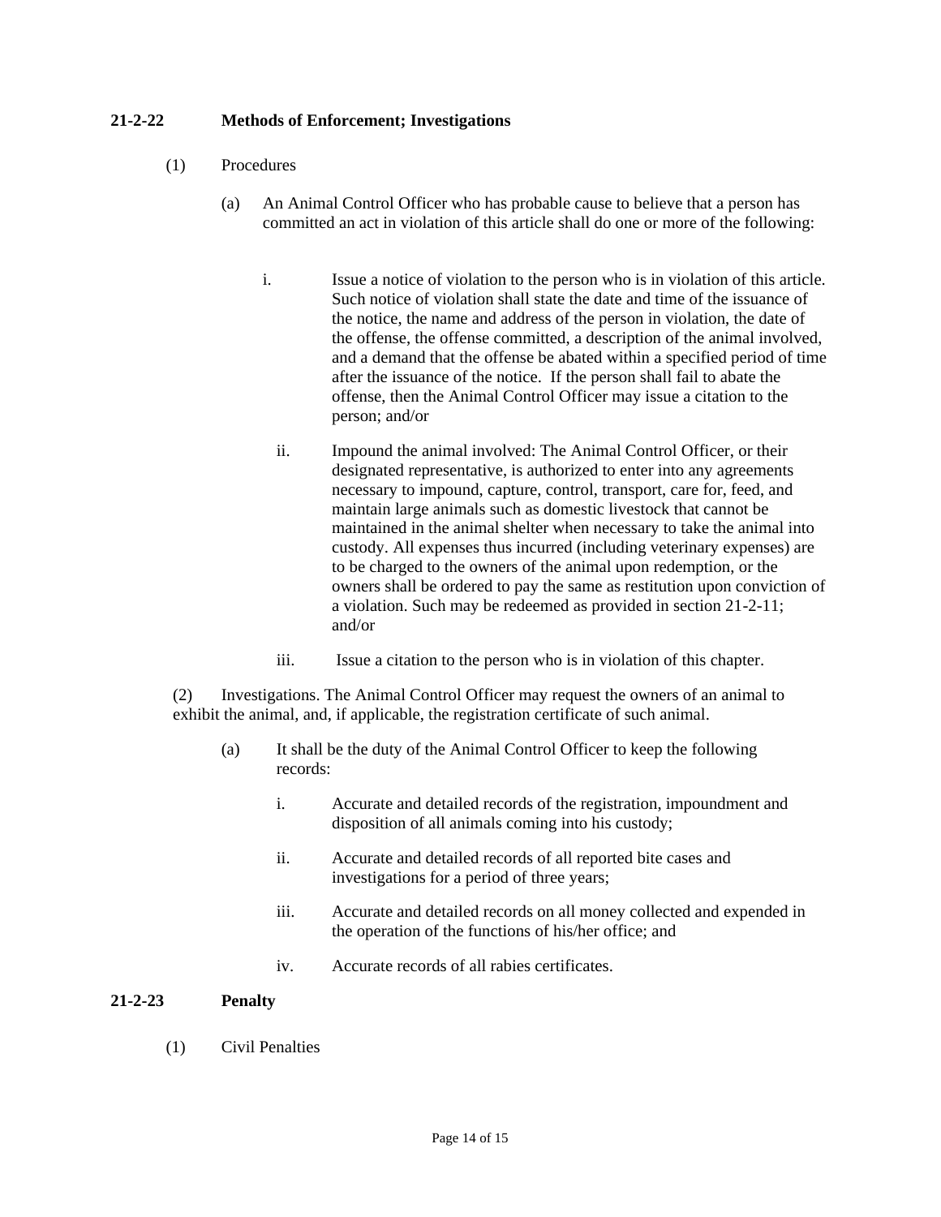**21-2-22 Methods of Enforcement; Investigations**

(1) Procedures

(a) An Animal Control Officer who has probable cause to believe that a person has committed an act in violation of this article shall do one or more of the following:

i. Issue a notice of violation to the person who is in violation of this article. Such notice of violation shall state the date and time of the issuance of the notice, the name and address of the person in violation, the date of the offense, the offense committed, a description of the animal involved, and a demand that the offense be abated within a specified period of time after the issuance of the notice. If the person shall fail to abate the offense, then the Animal Control Officer may issue a citation to the person; and/or

ii. Impound the animal involved: The Animal Control Officer, or their designated representative, is authorized to enter into any agreements necessary to impound, capture, control, transport, care for, feed, and maintain large animals such as domestic livestock that cannot be maintained in the animal shelter when necessary to take the animal into custody. All expenses thus incurred (including veterinary expenses) are to be charged to the owners of the animal upon redemption, or the owners shall be ordered to pay the same as restitution upon conviction of a violation. Such may be redeemed as provided in section 21-2-11; and/or

iii. Issue a citation to the person who is in violation of this chapter.

(2) Investigations. The Animal Control Officer may request the owners of an animal to exhibit the animal, and, if applicable, the registration certificate of such animal.

(a) It shall be the duty of the Animal Control Officer to keep the following records:

i. Accurate and detailed records of the registration, impoundment and disposition of all animals coming into his custody;

ii. Accurate and detailed records of all reported bite cases and investigations for a period of three years;

iii. Accurate and detailed records on all money collected and expended in the operation of the functions of his/her office; and

iv. Accurate records of all rabies certificates.

**21-2-23 Penalty**

(1) Civil Penalties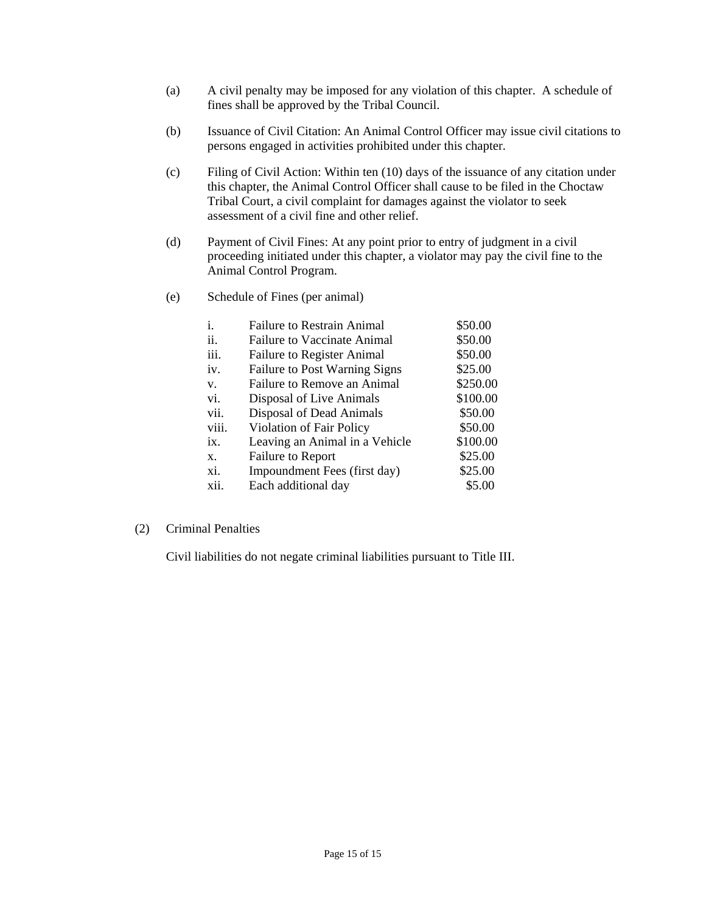(a) A civil penalty may be imposed for any violation of this chapter. A schedule of fines shall be approved by the Tribal Council.

(b) Issuance of Civil Citation: An Animal Control Officer may issue civil citations to persons engaged in activities prohibited under this chapter.

(c) Filing of Civil Action: Within ten (10) days of the issuance of any citation under this chapter, the Animal Control Officer shall cause to be filed in the Choctaw Tribal Court, a civil complaint for damages against the violator to seek assessment of a civil fine and other relief.

(d) Payment of Civil Fines: At any point prior to entry of judgment in a civil proceeding initiated under this chapter, a violator may pay the civil fine to the Animal Control Program.

(e) Schedule of Fines (per animal)

| | | |
|---|---|---|
| i. | Failure to Restrain Animal | $50.00 |
| ii. | Failure to Vaccinate Animal | $50.00 |
| iii. | Failure to Register Animal | $50.00 |
| iv. | Failure to Post Warning Signs | $25.00 |
| v. | Failure to Remove an Animal | $250.00 |
| vi. | Disposal of Live Animals | $100.00 |
| vii. | Disposal of Dead Animals | $50.00 |
| viii. | Violation of Fair Policy | $50.00 |
| ix. | Leaving an Animal in a Vehicle | $100.00 |
| x. | Failure to Report | $25.00 |
| xi. | Impoundment Fees (first day) | $25.00 |
| xii. | Each additional day | $5.00 |

(2) Criminal Penalties

Civil liabilities do not negate criminal liabilities pursuant to Title III.